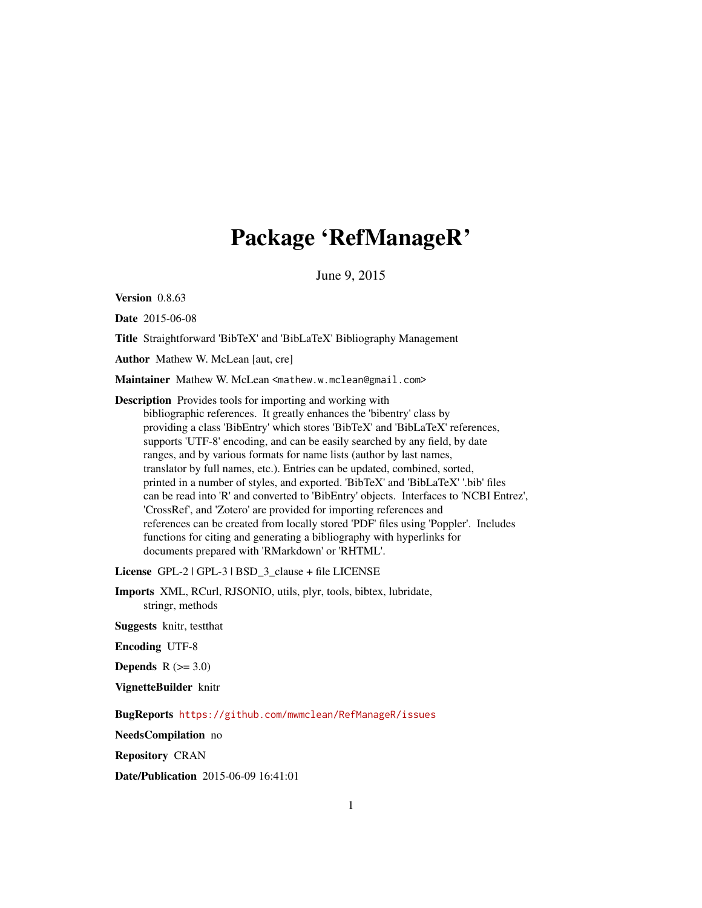# Package 'RefManageR'

June 9, 2015

**Version** 0.8.63

**Date** 2015-06-08

**Title** Straightforward 'BibTeX' and 'BibLaTeX' Bibliography Management

**Author** Mathew W. McLean [aut, cre]

**Maintainer** Mathew W. McLean <mathew.w.mclean@gmail.com>

**Description** Provides tools for importing and working with bibliographic references. It greatly enhances the 'bibentry' class by providing a class 'BibEntry' which stores 'BibTeX' and 'BibLaTeX' references, supports 'UTF-8' encoding, and can be easily searched by any field, by date ranges, and by various formats for name lists (author by last names, translator by full names, etc.). Entries can be updated, combined, sorted, printed in a number of styles, and exported. 'BibTeX' and 'BibLaTeX' '.bib' files can be read into 'R' and converted to 'BibEntry' objects. Interfaces to 'NCBI Entrez', 'CrossRef', and 'Zotero' are provided for importing references and references can be created from locally stored 'PDF' files using 'Poppler'. Includes functions for citing and generating a bibliography with hyperlinks for documents prepared with 'RMarkdown' or 'RHTML'.

**License** GPL-2 | GPL-3 | BSD_3_clause + file LICENSE

**Imports** XML, RCurl, RJSONIO, utils, plyr, tools, bibtex, lubridate, stringr, methods

**Suggests** knitr, testthat

**Encoding** UTF-8

**Depends** R (>= 3.0)

**VignetteBuilder** knitr

**BugReports** https://github.com/mwmclean/RefManageR/issues

**NeedsCompilation** no

**Repository** CRAN

**Date/Publication** 2015-06-09 16:41:01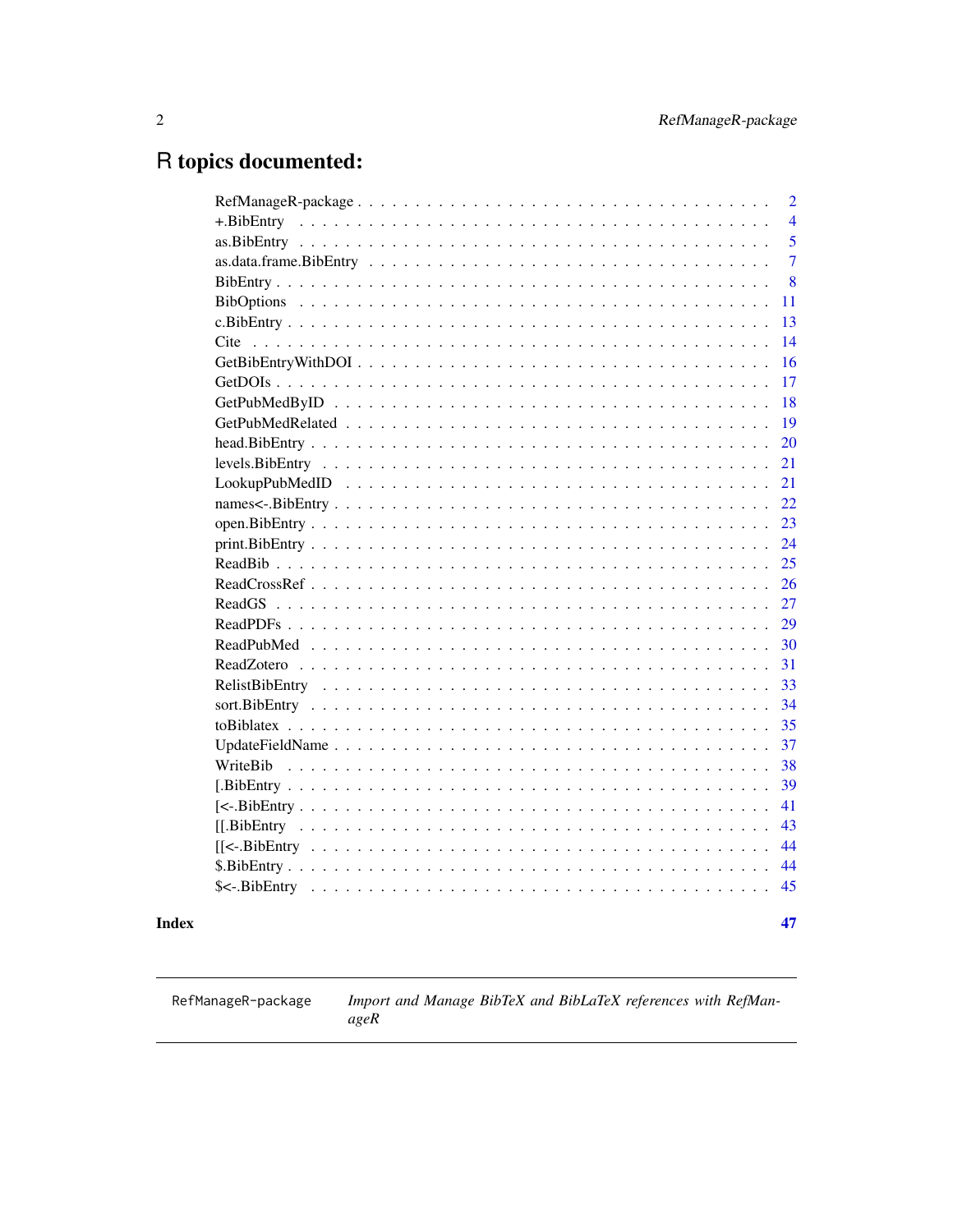# R topics documented:

| | |
|---|---|
| RefManageR-package | 2 |
| +.BibEntry | 4 |
| as.BibEntry | 5 |
| as.data.frame.BibEntry | 7 |
| BibEntry | 8 |
| BibOptions | 11 |
| c.BibEntry | 13 |
| Cite | 14 |
| GetBibEntryWithDOI | 16 |
| GetDOIs | 17 |
| GetPubMedByID | 18 |
| GetPubMedRelated | 19 |
| head.BibEntry | 20 |
| levels.BibEntry | 21 |
| LookupPubMedID | 21 |
| names<-.BibEntry | 22 |
| open.BibEntry | 23 |
| print.BibEntry | 24 |
| ReadBib | 25 |
| ReadCrossRef | 26 |
| ReadGS | 27 |
| ReadPDFs | 29 |
| ReadPubMed | 30 |
| ReadZotero | 31 |
| RelistBibEntry | 33 |
| sort.BibEntry | 34 |
| toBiblatex | 35 |
| UpdateFieldName | 37 |
| WriteBib | 38 |
| [.BibEntry | 39 |
| [<-.BibEntry | 41 |
| [[.BibEntry | 43 |
| [[<-.BibEntry | 44 |
| $.BibEntry | 44 |
| $<-.BibEntry | 45 |

**Index** **47**

---

`RefManageR-package` *Import and Manage BibTeX and BibLaTeX references with RefManageR*

---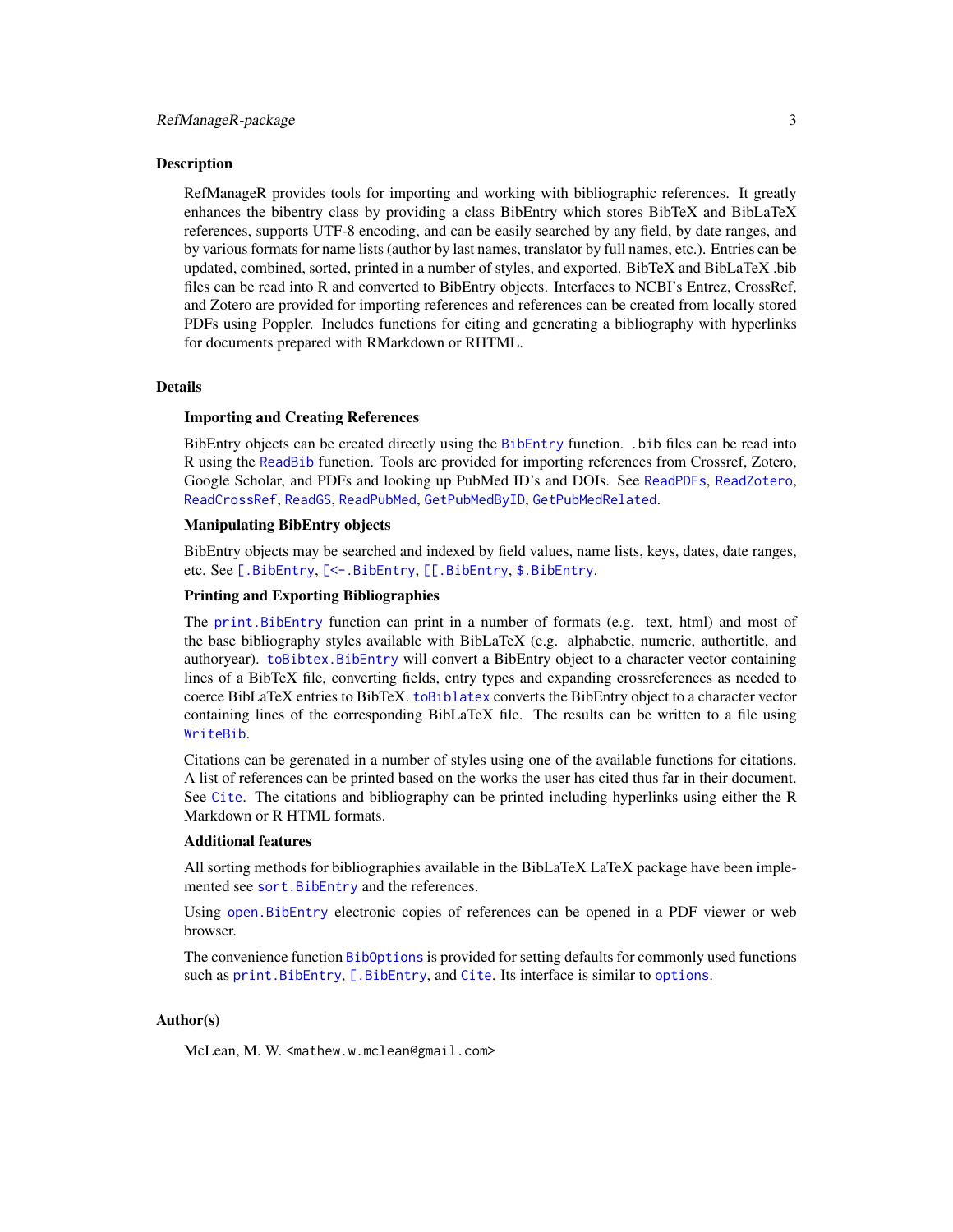## Description

RefManageR provides tools for importing and working with bibliographic references. It greatly enhances the bibentry class by providing a class BibEntry which stores BibTeX and BibLaTeX references, supports UTF-8 encoding, and can be easily searched by any field, by date ranges, and by various formats for name lists (author by last names, translator by full names, etc.). Entries can be updated, combined, sorted, printed in a number of styles, and exported. BibTeX and BibLaTeX .bib files can be read into R and converted to BibEntry objects. Interfaces to NCBI's Entrez, CrossRef, and Zotero are provided for importing references and references can be created from locally stored PDFs using Poppler. Includes functions for citing and generating a bibliography with hyperlinks for documents prepared with RMarkdown or RHTML.

## Details

### Importing and Creating References

BibEntry objects can be created directly using the `BibEntry` function. `.bib` files can be read into R using the `ReadBib` function. Tools are provided for importing references from Crossref, Zotero, Google Scholar, and PDFs and looking up PubMed ID's and DOIs. See `ReadPDFs`, `ReadZotero`, `ReadCrossRef`, `ReadGS`, `ReadPubMed`, `GetPubMedByID`, `GetPubMedRelated`.

### Manipulating BibEntry objects

BibEntry objects may be searched and indexed by field values, name lists, keys, dates, date ranges, etc. See `[.BibEntry`, `[<-.BibEntry`, `[[.BibEntry`, `$.BibEntry`.

### Printing and Exporting Bibliographies

The `print.BibEntry` function can print in a number of formats (e.g. text, html) and most of the base bibliography styles available with BibLaTeX (e.g. alphabetic, numeric, authortitle, and authoryear). `toBibtex.BibEntry` will convert a BibEntry object to a character vector containing lines of a BibTeX file, converting fields, entry types and expanding crossreferences as needed to coerce BibLaTeX entries to BibTeX. `toBiblatex` converts the BibEntry object to a character vector containing lines of the corresponding BibLaTeX file. The results can be written to a file using `WriteBib`.

Citations can be gerenated in a number of styles using one of the available functions for citations. A list of references can be printed based on the works the user has cited thus far in their document. See `Cite`. The citations and bibliography can be printed including hyperlinks using either the R Markdown or R HTML formats.

### Additional features

All sorting methods for bibliographies available in the BibLaTeX LaTeX package have been implemented see `sort.BibEntry` and the references.

Using `open.BibEntry` electronic copies of references can be opened in a PDF viewer or web browser.

The convenience function `BibOptions` is provided for setting defaults for commonly used functions such as `print.BibEntry`, `[.BibEntry`, and `Cite`. Its interface is similar to `options`.

## Author(s)

McLean, M. W. <mathew.w.mclean@gmail.com>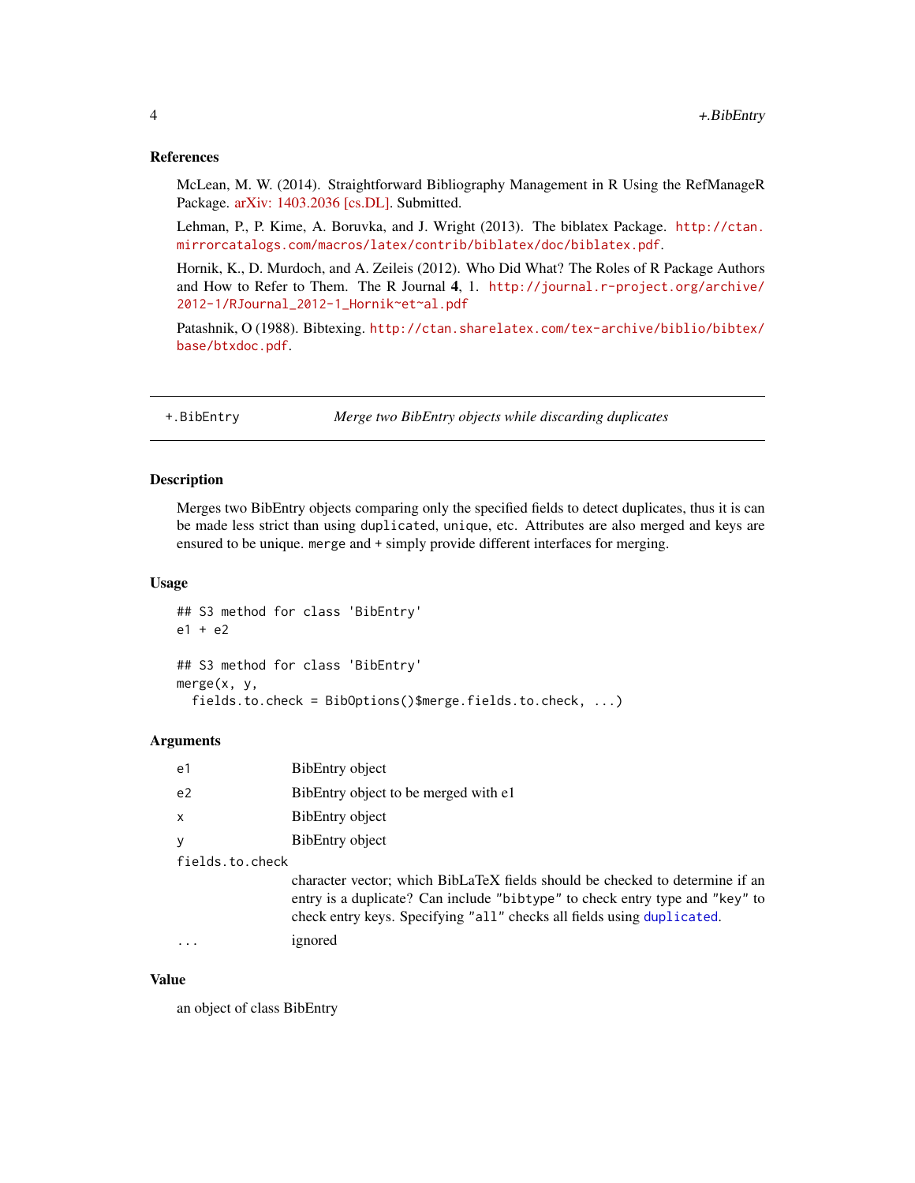## References

McLean, M. W. (2014). Straightforward Bibliography Management in R Using the RefManageR Package. arXiv: 1403.2036 [cs.DL]. Submitted.

Lehman, P., P. Kime, A. Boruvka, and J. Wright (2013). The biblatex Package. http://ctan.mirrorcatalogs.com/macros/latex/contrib/biblatex/doc/biblatex.pdf.

Hornik, K., D. Murdoch, and A. Zeileis (2012). Who Did What? The Roles of R Package Authors and How to Refer to Them. The R Journal **4**, 1. http://journal.r-project.org/archive/2012-1/RJournal_2012-1_Hornik~et~al.pdf

Patashnik, O (1988). Bibtexing. http://ctan.sharelatex.com/tex-archive/biblio/bibtex/base/btxdoc.pdf.

---

# +.BibEntry — *Merge two BibEntry objects while discarding duplicates*

## Description

Merges two BibEntry objects comparing only the specified fields to detect duplicates, thus it is can be made less strict than using `duplicated`, `unique`, etc. Attributes are also merged and keys are ensured to be unique. `merge` and `+` simply provide different interfaces for merging.

## Usage

```
## S3 method for class 'BibEntry'
e1 + e2

## S3 method for class 'BibEntry'
merge(x, y,
  fields.to.check = BibOptions()$merge.fields.to.check, ...)
```

## Arguments

| | |
|---|---|
| `e1` | BibEntry object |
| `e2` | BibEntry object to be merged with e1 |
| `x` | BibEntry object |
| `y` | BibEntry object |
| `fields.to.check` | character vector; which BibLaTeX fields should be checked to determine if an entry is a duplicate? Can include `"bibtype"` to check entry type and `"key"` to check entry keys. Specifying `"all"` checks all fields using `duplicated`. |
| `...` | ignored |

## Value

an object of class BibEntry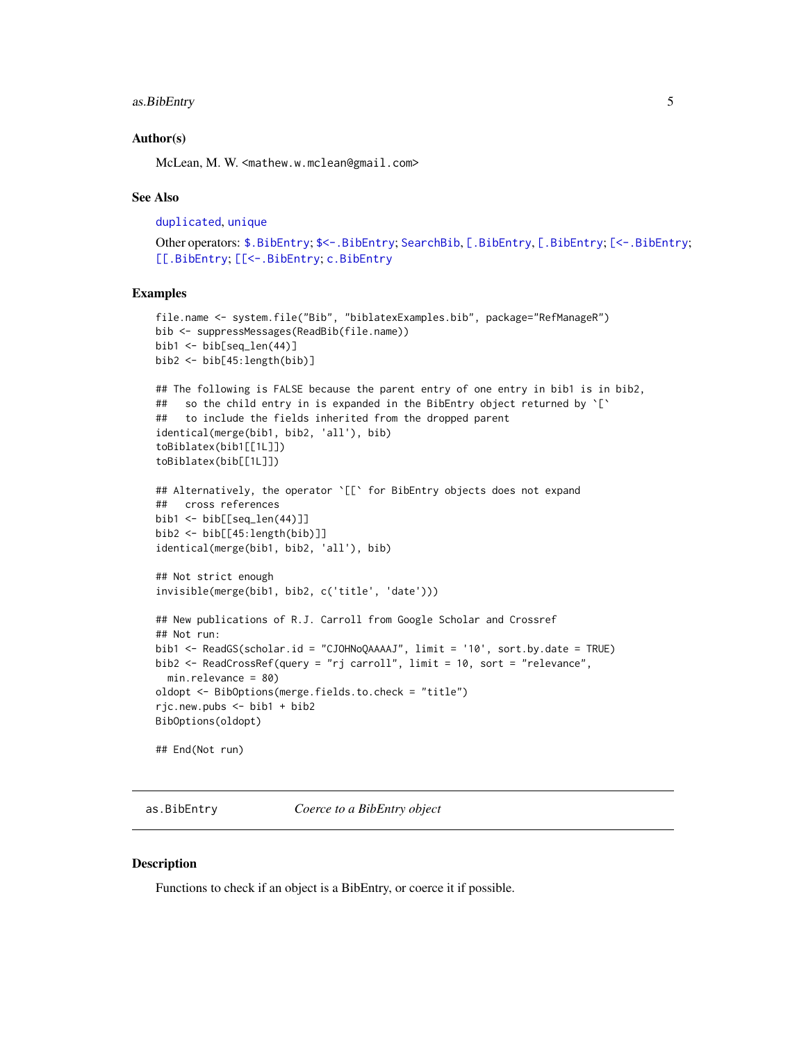### Author(s)

McLean, M. W. <mathew.w.mclean@gmail.com>

### See Also

duplicated, unique

Other operators: $.BibEntry; $<-.BibEntry; SearchBib, [.BibEntry, [.BibEntry; [<-.BibEntry; [[.BibEntry; [[<-.BibEntry; c.BibEntry

### Examples

```
file.name <- system.file("Bib", "biblatexExamples.bib", package="RefManageR")
bib <- suppressMessages(ReadBib(file.name))
bib1 <- bib[seq_len(44)]
bib2 <- bib[45:length(bib)]

## The following is FALSE because the parent entry of one entry in bib1 is in bib2,
##   so the child entry in is expanded in the BibEntry object returned by `[`
##   to include the fields inherited from the dropped parent
identical(merge(bib1, bib2, 'all'), bib)
toBiblatex(bib1[[1L]])
toBiblatex(bib[[1L]])

## Alternatively, the operator `[[` for BibEntry objects does not expand
##   cross references
bib1 <- bib[[seq_len(44)]]
bib2 <- bib[[45:length(bib)]]
identical(merge(bib1, bib2, 'all'), bib)

## Not strict enough
invisible(merge(bib1, bib2, c('title', 'date')))

## New publications of R.J. Carroll from Google Scholar and Crossref
## Not run:
bib1 <- ReadGS(scholar.id = "CJOHNoQAAAAJ", limit = '10', sort.by.date = TRUE)
bib2 <- ReadCrossRef(query = "rj carroll", limit = 10, sort = "relevance",
  min.relevance = 80)
oldopt <- BibOptions(merge.fields.to.check = "title")
rjc.new.pubs <- bib1 + bib2
BibOptions(oldopt)

## End(Not run)
```

---

## as.BibEntry &emsp; *Coerce to a BibEntry object*

---

### Description

Functions to check if an object is a BibEntry, or coerce it if possible.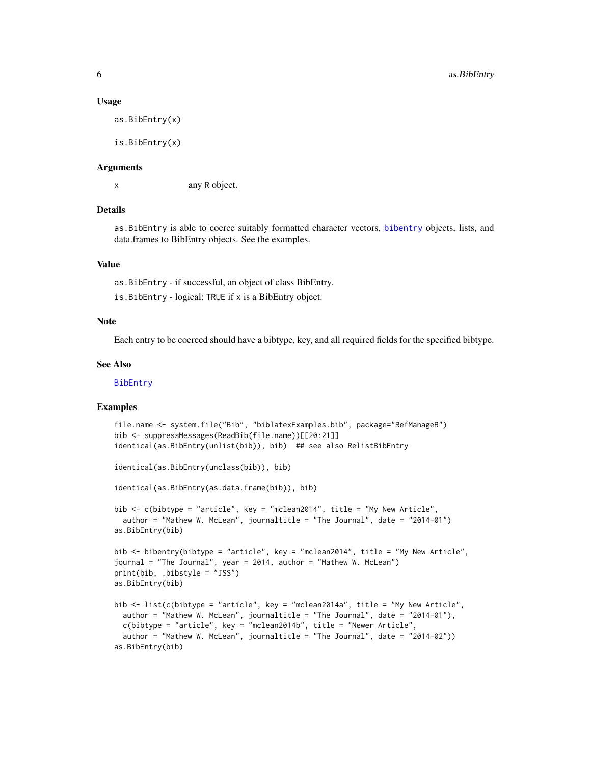## Usage

```
as.BibEntry(x)

is.BibEntry(x)
```

## Arguments

x any R object.

## Details

`as.BibEntry` is able to coerce suitably formatted character vectors, `bibentry` objects, lists, and data.frames to BibEntry objects. See the examples.

## Value

`as.BibEntry` - if successful, an object of class BibEntry.

`is.BibEntry` - logical; `TRUE` if `x` is a BibEntry object.

## Note

Each entry to be coerced should have a bibtype, key, and all required fields for the specified bibtype.

## See Also

`BibEntry`

## Examples

```
file.name <- system.file("Bib", "biblatexExamples.bib", package="RefManageR")
bib <- suppressMessages(ReadBib(file.name))[[20:21]]
identical(as.BibEntry(unlist(bib)), bib)  ## see also RelistBibEntry

identical(as.BibEntry(unclass(bib)), bib)

identical(as.BibEntry(as.data.frame(bib)), bib)

bib <- c(bibtype = "article", key = "mclean2014", title = "My New Article",
  author = "Mathew W. McLean", journaltitle = "The Journal", date = "2014-01")
as.BibEntry(bib)

bib <- bibentry(bibtype = "article", key = "mclean2014", title = "My New Article",
journal = "The Journal", year = 2014, author = "Mathew W. McLean")
print(bib, .bibstyle = "JSS")
as.BibEntry(bib)

bib <- list(c(bibtype = "article", key = "mclean2014a", title = "My New Article",
  author = "Mathew W. McLean", journaltitle = "The Journal", date = "2014-01"),
  c(bibtype = "article", key = "mclean2014b", title = "Newer Article",
  author = "Mathew W. McLean", journaltitle = "The Journal", date = "2014-02"))
as.BibEntry(bib)
```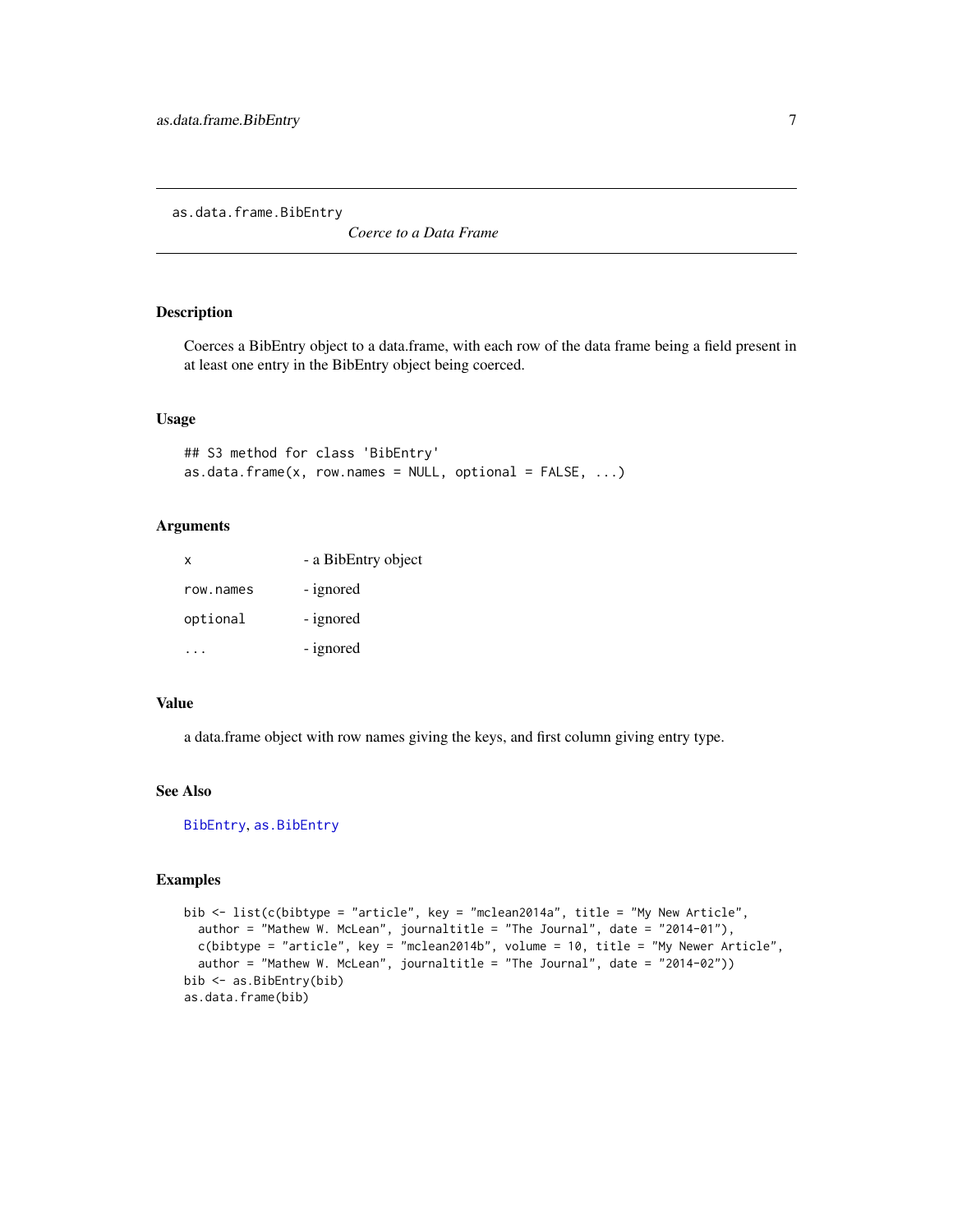as.data.frame.BibEntry &nbsp;&nbsp;&nbsp;&nbsp; *Coerce to a Data Frame*

## Description

Coerces a BibEntry object to a data.frame, with each row of the data frame being a field present in at least one entry in the BibEntry object being coerced.

## Usage

```
## S3 method for class 'BibEntry'
as.data.frame(x, row.names = NULL, optional = FALSE, ...)
```

## Arguments

| | |
|---|---|
| `x` | - a BibEntry object |
| `row.names` | - ignored |
| `optional` | - ignored |
| `...` | - ignored |

## Value

a data.frame object with row names giving the keys, and first column giving entry type.

## See Also

`BibEntry`, `as.BibEntry`

## Examples

```
bib <- list(c(bibtype = "article", key = "mclean2014a", title = "My New Article",
  author = "Mathew W. McLean", journaltitle = "The Journal", date = "2014-01"),
  c(bibtype = "article", key = "mclean2014b", volume = 10, title = "My Newer Article",
  author = "Mathew W. McLean", journaltitle = "The Journal", date = "2014-02"))
bib <- as.BibEntry(bib)
as.data.frame(bib)
```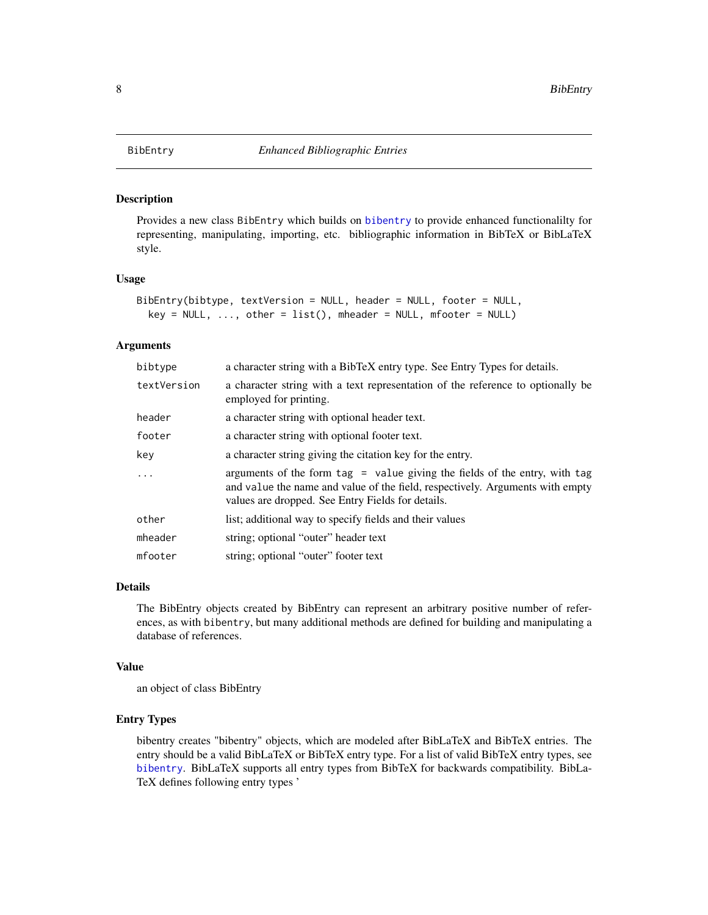BibEntry *Enhanced Bibliographic Entries*

## Description

Provides a new class BibEntry which builds on bibentry to provide enhanced functionalilty for representing, manipulating, importing, etc. bibliographic information in BibTeX or BibLaTeX style.

## Usage

```
BibEntry(bibtype, textVersion = NULL, header = NULL, footer = NULL,
  key = NULL, ..., other = list(), mheader = NULL, mfooter = NULL)
```

## Arguments

| | |
|---|---|
| bibtype | a character string with a BibTeX entry type. See Entry Types for details. |
| textVersion | a character string with a text representation of the reference to optionally be employed for printing. |
| header | a character string with optional header text. |
| footer | a character string with optional footer text. |
| key | a character string giving the citation key for the entry. |
| ... | arguments of the form `tag = value` giving the fields of the entry, with `tag` and `value` the name and value of the field, respectively. Arguments with empty values are dropped. See Entry Fields for details. |
| other | list; additional way to specify fields and their values |
| mheader | string; optional "outer" header text |
| mfooter | string; optional "outer" footer text |

## Details

The BibEntry objects created by BibEntry can represent an arbitrary positive number of references, as with bibentry, but many additional methods are defined for building and manipulating a database of references.

## Value

an object of class BibEntry

## Entry Types

bibentry creates "bibentry" objects, which are modeled after BibLaTeX and BibTeX entries. The entry should be a valid BibLaTeX or BibTeX entry type. For a list of valid BibTeX entry types, see bibentry. BibLaTeX supports all entry types from BibTeX for backwards compatibility. BibLaTeX defines following entry types '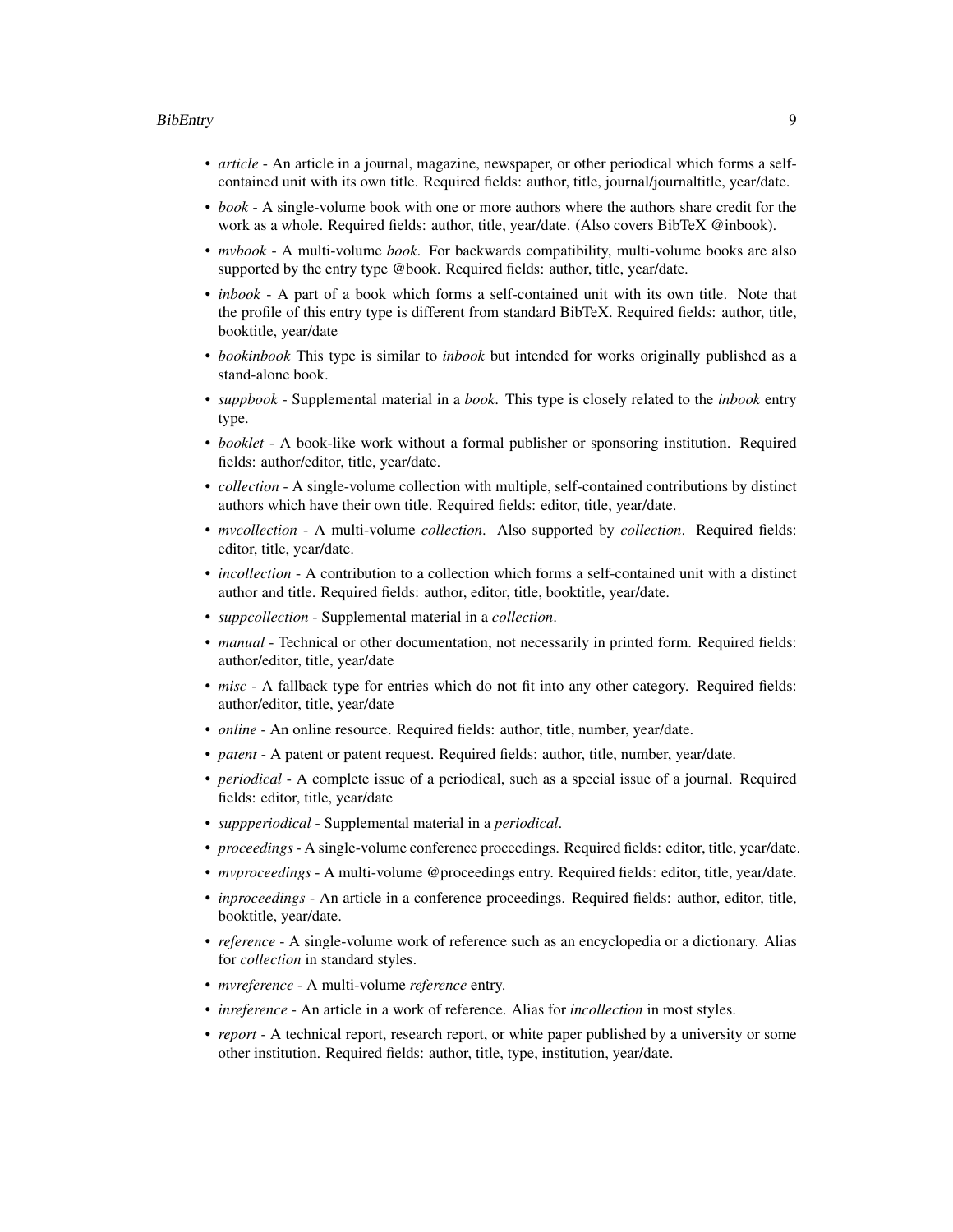- *article* - An article in a journal, magazine, newspaper, or other periodical which forms a self-contained unit with its own title. Required fields: author, title, journal/journaltitle, year/date.
- *book* - A single-volume book with one or more authors where the authors share credit for the work as a whole. Required fields: author, title, year/date. (Also covers BibTeX @inbook).
- *mvbook* - A multi-volume *book*. For backwards compatibility, multi-volume books are also supported by the entry type @book. Required fields: author, title, year/date.
- *inbook* - A part of a book which forms a self-contained unit with its own title. Note that the profile of this entry type is different from standard BibTeX. Required fields: author, title, booktitle, year/date
- *bookinbook* This type is similar to *inbook* but intended for works originally published as a stand-alone book.
- *suppbook* - Supplemental material in a *book*. This type is closely related to the *inbook* entry type.
- *booklet* - A book-like work without a formal publisher or sponsoring institution. Required fields: author/editor, title, year/date.
- *collection* - A single-volume collection with multiple, self-contained contributions by distinct authors which have their own title. Required fields: editor, title, year/date.
- *mvcollection* - A multi-volume *collection*. Also supported by *collection*. Required fields: editor, title, year/date.
- *incollection* - A contribution to a collection which forms a self-contained unit with a distinct author and title. Required fields: author, editor, title, booktitle, year/date.
- *suppcollection* - Supplemental material in a *collection*.
- *manual* - Technical or other documentation, not necessarily in printed form. Required fields: author/editor, title, year/date
- *misc* - A fallback type for entries which do not fit into any other category. Required fields: author/editor, title, year/date
- *online* - An online resource. Required fields: author, title, number, year/date.
- *patent* - A patent or patent request. Required fields: author, title, number, year/date.
- *periodical* - A complete issue of a periodical, such as a special issue of a journal. Required fields: editor, title, year/date
- *suppperiodical* - Supplemental material in a *periodical*.
- *proceedings* - A single-volume conference proceedings. Required fields: editor, title, year/date.
- *mvproceedings* - A multi-volume @proceedings entry. Required fields: editor, title, year/date.
- *inproceedings* - An article in a conference proceedings. Required fields: author, editor, title, booktitle, year/date.
- *reference* - A single-volume work of reference such as an encyclopedia or a dictionary. Alias for *collection* in standard styles.
- *mvreference* - A multi-volume *reference* entry.
- *inreference* - An article in a work of reference. Alias for *incollection* in most styles.
- *report* - A technical report, research report, or white paper published by a university or some other institution. Required fields: author, title, type, institution, year/date.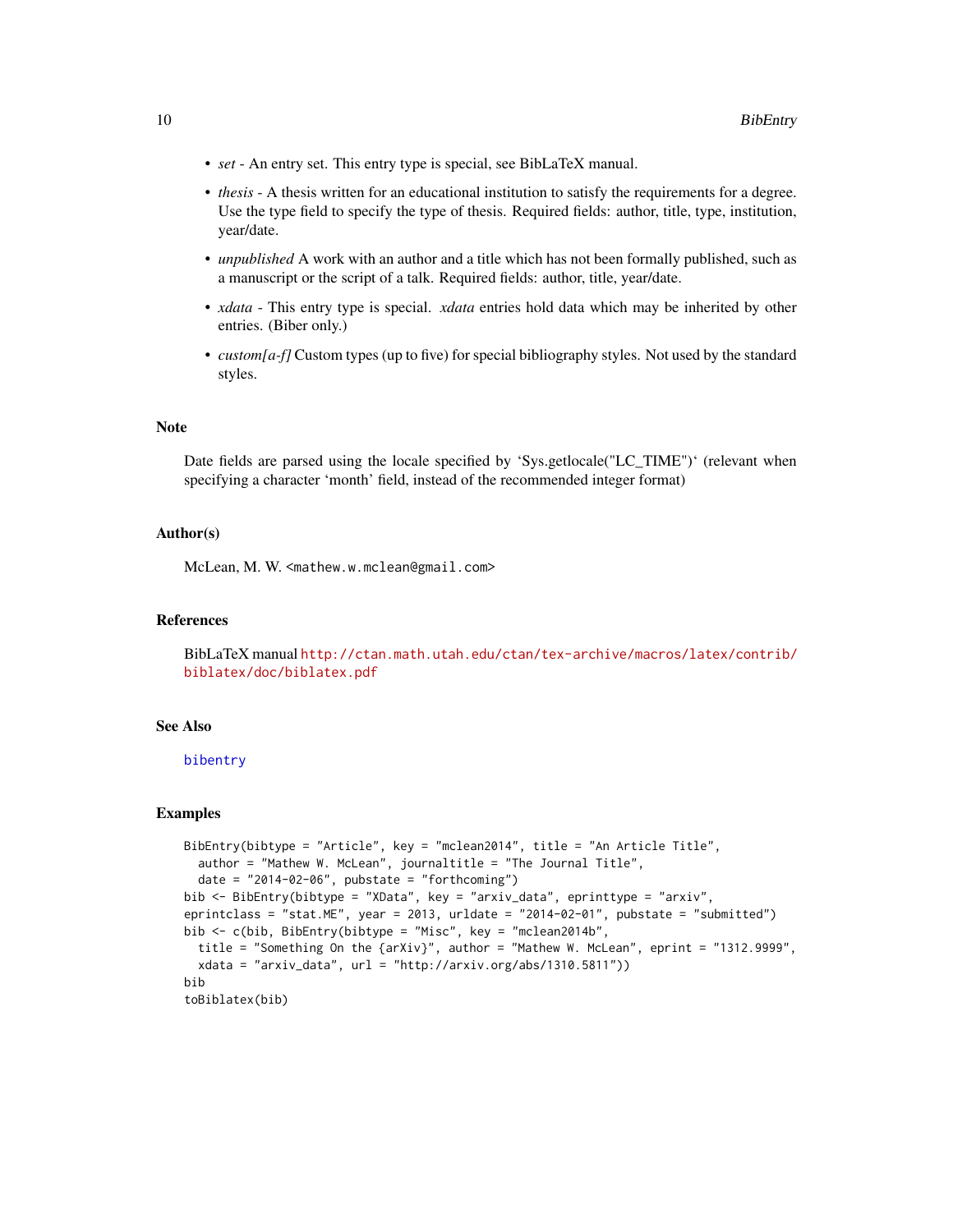- *set* - An entry set. This entry type is special, see BibLaTeX manual.
- *thesis* - A thesis written for an educational institution to satisfy the requirements for a degree. Use the type field to specify the type of thesis. Required fields: author, title, type, institution, year/date.
- *unpublished* A work with an author and a title which has not been formally published, such as a manuscript or the script of a talk. Required fields: author, title, year/date.
- *xdata* - This entry type is special. *xdata* entries hold data which may be inherited by other entries. (Biber only.)
- *custom[a-f]* Custom types (up to five) for special bibliography styles. Not used by the standard styles.

## Note

Date fields are parsed using the locale specified by 'Sys.getlocale("LC_TIME")' (relevant when specifying a character 'month' field, instead of the recommended integer format)

## Author(s)

McLean, M. W. <mathew.w.mclean@gmail.com>

## References

BibLaTeX manual http://ctan.math.utah.edu/ctan/tex-archive/macros/latex/contrib/biblatex/doc/biblatex.pdf

## See Also

bibentry

## Examples

```
BibEntry(bibtype = "Article", key = "mclean2014", title = "An Article Title",
  author = "Mathew W. McLean", journaltitle = "The Journal Title",
  date = "2014-02-06", pubstate = "forthcoming")
bib <- BibEntry(bibtype = "XData", key = "arxiv_data", eprinttype = "arxiv",
eprintclass = "stat.ME", year = 2013, urldate = "2014-02-01", pubstate = "submitted")
bib <- c(bib, BibEntry(bibtype = "Misc", key = "mclean2014b",
  title = "Something On the {arXiv}", author = "Mathew W. McLean", eprint = "1312.9999",
  xdata = "arxiv_data", url = "http://arxiv.org/abs/1310.5811"))
bib
toBiblatex(bib)
```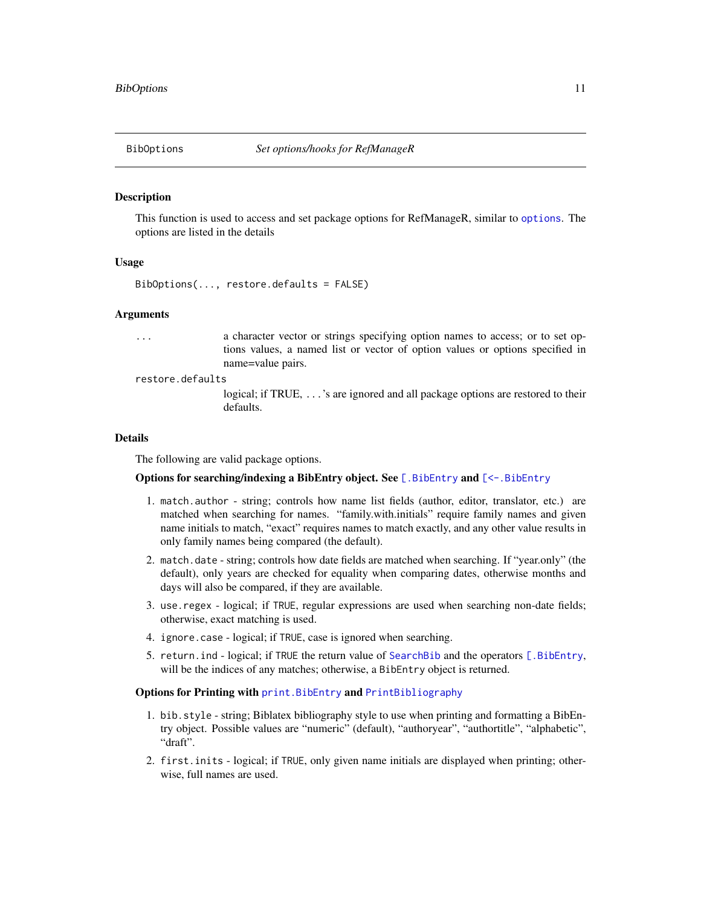## BibOptions — *Set options/hooks for RefManageR*

### Description

This function is used to access and set package options for RefManageR, similar to `options`. The options are listed in the details

### Usage

```
BibOptions(..., restore.defaults = FALSE)
```

### Arguments

`...` a character vector or strings specifying option names to access; or to set options values, a named list or vector of option values or options specified in name=value pairs.

`restore.defaults` logical; if TRUE, ...'s are ignored and all package options are restored to their defaults.

### Details

The following are valid package options.

**Options for searching/indexing a BibEntry object. See `[.BibEntry` and `[<-.BibEntry`**

1. `match.author` - string; controls how name list fields (author, editor, translator, etc.) are matched when searching for names. "family.with.initials" require family names and given name initials to match, "exact" requires names to match exactly, and any other value results in only family names being compared (the default).
2. `match.date` - string; controls how date fields are matched when searching. If "year.only" (the default), only years are checked for equality when comparing dates, otherwise months and days will also be compared, if they are available.
3. `use.regex` - logical; if `TRUE`, regular expressions are used when searching non-date fields; otherwise, exact matching is used.
4. `ignore.case` - logical; if `TRUE`, case is ignored when searching.
5. `return.ind` - logical; if `TRUE` the return value of `SearchBib` and the operators `[.BibEntry`, will be the indices of any matches; otherwise, a `BibEntry` object is returned.

**Options for Printing with `print.BibEntry` and `PrintBibliography`**

1. `bib.style` - string; Biblatex bibliography style to use when printing and formatting a BibEntry object. Possible values are "numeric" (default), "authoryear", "authortitle", "alphabetic", "draft".
2. `first.inits` - logical; if `TRUE`, only given name initials are displayed when printing; otherwise, full names are used.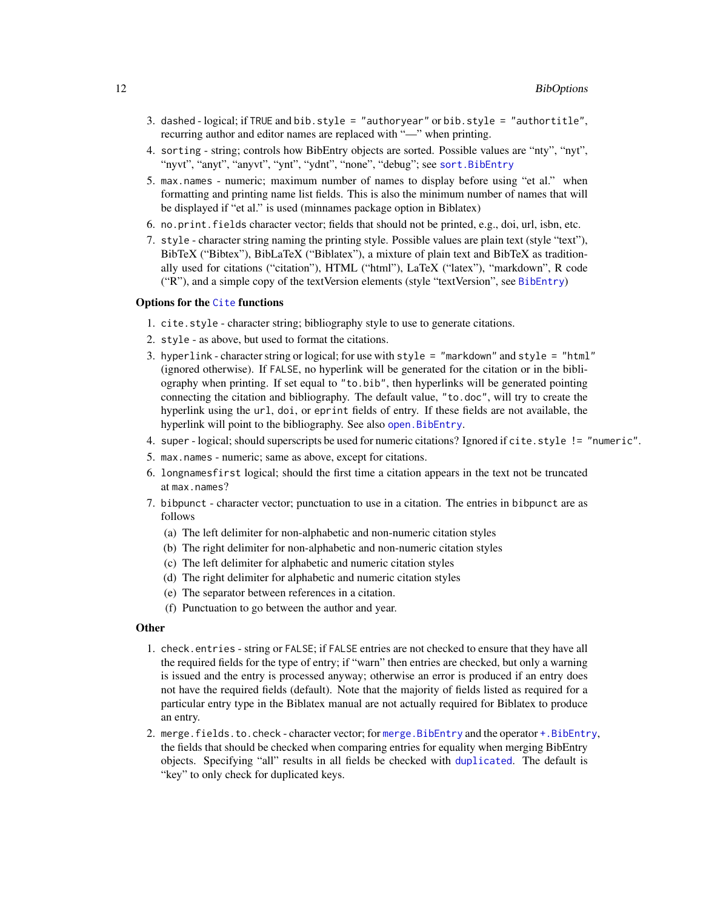3. `dashed` - logical; if `TRUE` and `bib.style = "authoryear"` or `bib.style = "authortitle"`, recurring author and editor names are replaced with "—" when printing.
4. `sorting` - string; controls how BibEntry objects are sorted. Possible values are "nty", "nyt", "nyvt", "anyt", "anyvt", "ynt", "ydnt", "none", "debug"; see `sort.BibEntry`
5. `max.names` - numeric; maximum number of names to display before using "et al." when formatting and printing name list fields. This is also the minimum number of names that will be displayed if "et al." is used (minnames package option in Biblatex)
6. `no.print.fields` character vector; fields that should not be printed, e.g., doi, url, isbn, etc.
7. `style` - character string naming the printing style. Possible values are plain text (style "text"), BibTeX ("Bibtex"), BibLaTeX ("Biblatex"), a mixture of plain text and BibTeX as traditionally used for citations ("citation"), HTML ("html"), LaTeX ("latex"), "markdown", R code ("R"), and a simple copy of the textVersion elements (style "textVersion", see `BibEntry`)

**Options for the `Cite` functions**

1. `cite.style` - character string; bibliography style to use to generate citations.
2. `style` - as above, but used to format the citations.
3. `hyperlink` - character string or logical; for use with `style = "markdown"` and `style = "html"` (ignored otherwise). If `FALSE`, no hyperlink will be generated for the citation or in the bibliography when printing. If set equal to `"to.bib"`, then hyperlinks will be generated pointing connecting the citation and bibliography. The default value, `"to.doc"`, will try to create the hyperlink using the `url`, `doi`, or `eprint` fields of entry. If these fields are not available, the hyperlink will point to the bibliography. See also `open.BibEntry`.
4. `super` - logical; should superscripts be used for numeric citations? Ignored if `cite.style != "numeric"`.
5. `max.names` - numeric; same as above, except for citations.
6. `longnamesfirst` logical; should the first time a citation appears in the text not be truncated at `max.names`?
7. `bibpunct` - character vector; punctuation to use in a citation. The entries in `bibpunct` are as follows
   (a) The left delimiter for non-alphabetic and non-numeric citation styles
   (b) The right delimiter for non-alphabetic and non-numeric citation styles
   (c) The left delimiter for alphabetic and numeric citation styles
   (d) The right delimiter for alphabetic and numeric citation styles
   (e) The separator between references in a citation.
   (f) Punctuation to go between the author and year.

**Other**

1. `check.entries` - string or `FALSE`; if `FALSE` entries are not checked to ensure that they have all the required fields for the type of entry; if "warn" then entries are checked, but only a warning is issued and the entry is processed anyway; otherwise an error is produced if an entry does not have the required fields (default). Note that the majority of fields listed as required for a particular entry type in the Biblatex manual are not actually required for Biblatex to produce an entry.
2. `merge.fields.to.check` - character vector; for `merge.BibEntry` and the operator `+.BibEntry`, the fields that should be checked when comparing entries for equality when merging BibEntry objects. Specifying "all" results in all fields be checked with `duplicated`. The default is "key" to only check for duplicated keys.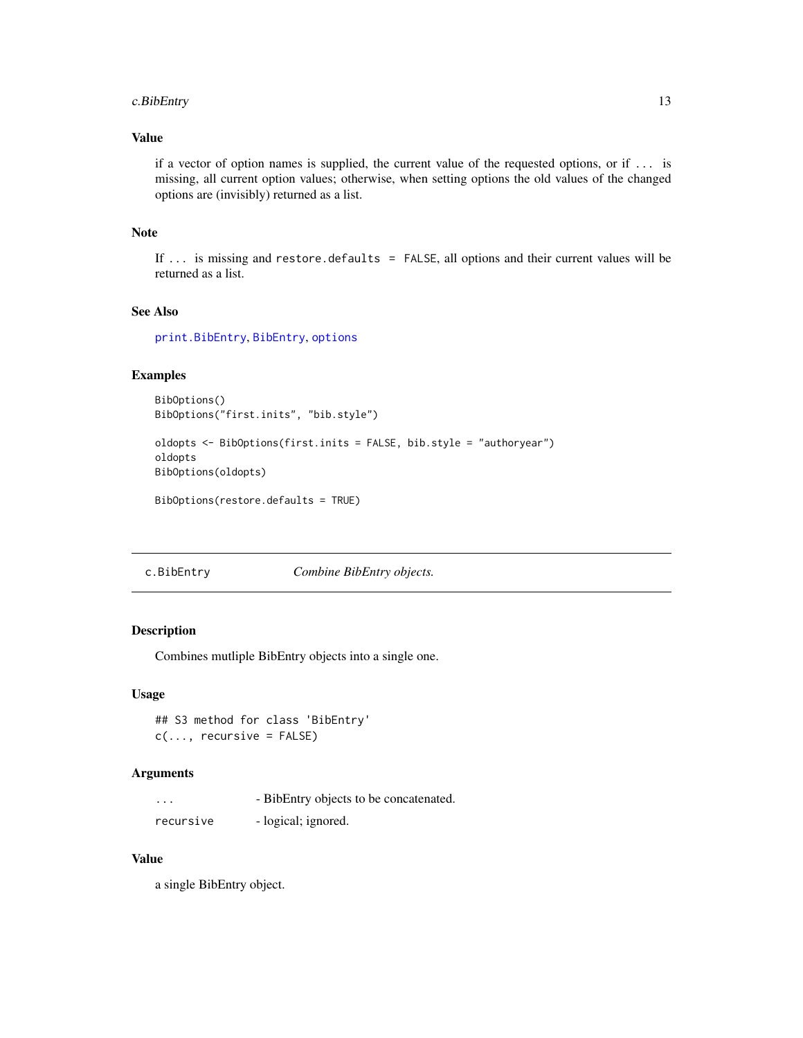### Value

if a vector of option names is supplied, the current value of the requested options, or if ... is missing, all current option values; otherwise, when setting options the old values of the changed options are (invisibly) returned as a list.

### Note

If ... is missing and `restore.defaults = FALSE`, all options and their current values will be returned as a list.

### See Also

`print.BibEntry`, `BibEntry`, `options`

### Examples

```
BibOptions()
BibOptions("first.inits", "bib.style")

oldopts <- BibOptions(first.inits = FALSE, bib.style = "authoryear")
oldopts
BibOptions(oldopts)

BibOptions(restore.defaults = TRUE)
```

---

## c.BibEntry — *Combine BibEntry objects.*

### Description

Combines mutliple BibEntry objects into a single one.

### Usage

```
## S3 method for class 'BibEntry'
c(..., recursive = FALSE)
```

### Arguments

| | |
|---|---|
| `...` | - BibEntry objects to be concatenated. |
| `recursive` | - logical; ignored. |

### Value

a single BibEntry object.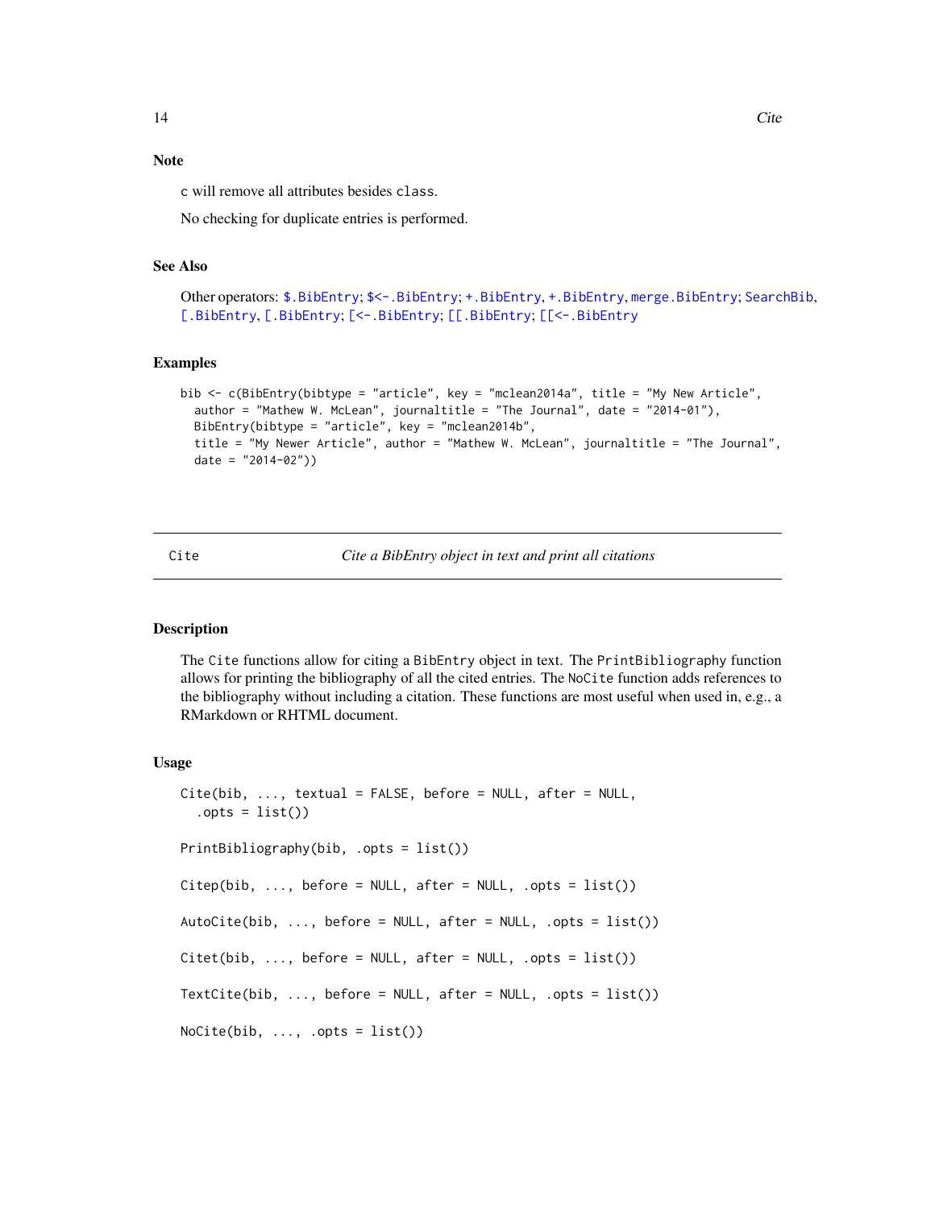### Note

c will remove all attributes besides class.

No checking for duplicate entries is performed.

### See Also

Other operators: $.BibEntry; $<-.BibEntry; +.BibEntry, +.BibEntry, merge.BibEntry; SearchBib, [.BibEntry, [.BibEntry; [<-.BibEntry; [[.BibEntry; [[<-.BibEntry

### Examples

```
bib <- c(BibEntry(bibtype = "article", key = "mclean2014a", title = "My New Article",
  author = "Mathew W. McLean", journaltitle = "The Journal", date = "2014-01"),
  BibEntry(bibtype = "article", key = "mclean2014b",
  title = "My Newer Article", author = "Mathew W. McLean", journaltitle = "The Journal",
  date = "2014-02"))
```

---

## Cite — *Cite a BibEntry object in text and print all citations*

### Description

The Cite functions allow for citing a BibEntry object in text. The PrintBibliography function allows for printing the bibliography of all the cited entries. The NoCite function adds references to the bibliography without including a citation. These functions are most useful when used in, e.g., a RMarkdown or RHTML document.

### Usage

```
Cite(bib, ..., textual = FALSE, before = NULL, after = NULL,
  .opts = list())

PrintBibliography(bib, .opts = list())

Citep(bib, ..., before = NULL, after = NULL, .opts = list())

AutoCite(bib, ..., before = NULL, after = NULL, .opts = list())

Citet(bib, ..., before = NULL, after = NULL, .opts = list())

TextCite(bib, ..., before = NULL, after = NULL, .opts = list())

NoCite(bib, ..., .opts = list())
```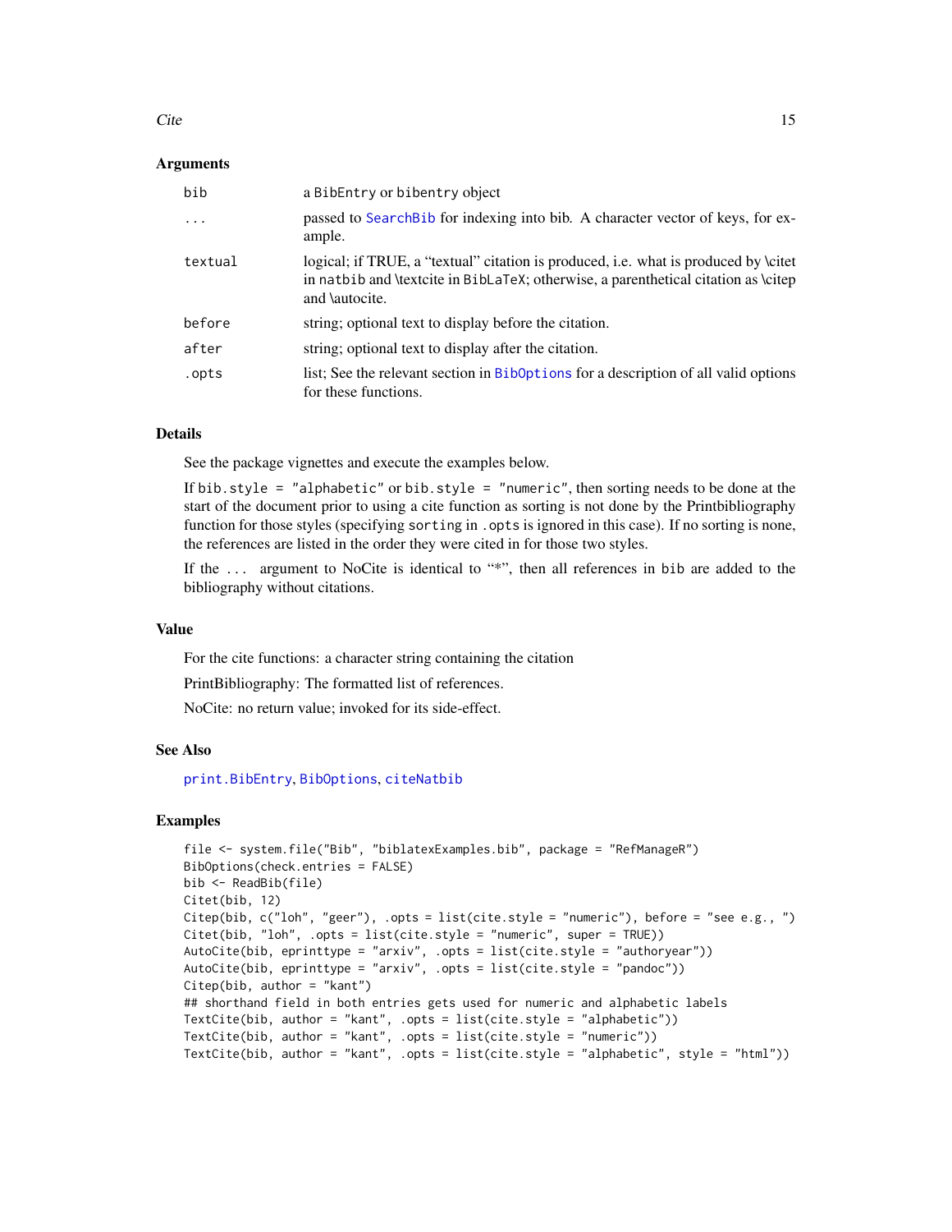### Arguments

| | |
|---|---|
| `bib` | a `BibEntry` or `bibentry` object |
| `...` | passed to `SearchBib` for indexing into bib. A character vector of keys, for example. |
| `textual` | logical; if TRUE, a "textual" citation is produced, i.e. what is produced by \citet in `natbib` and \textcite in `BibLaTeX`; otherwise, a parenthetical citation as \citep and \autocite. |
| `before` | string; optional text to display before the citation. |
| `after` | string; optional text to display after the citation. |
| `.opts` | list; See the relevant section in `BibOptions` for a description of all valid options for these functions. |

### Details

See the package vignettes and execute the examples below.

If `bib.style = "alphabetic"` or `bib.style = "numeric"`, then sorting needs to be done at the start of the document prior to using a cite function as sorting is not done by the Printbibliography function for those styles (specifying `sorting` in `.opts` is ignored in this case). If no sorting is none, the references are listed in the order they were cited in for those two styles.

If the `...` argument to NoCite is identical to "*", then all references in `bib` are added to the bibliography without citations.

### Value

For the cite functions: a character string containing the citation

PrintBibliography: The formatted list of references.

NoCite: no return value; invoked for its side-effect.

### See Also

`print.BibEntry`, `BibOptions`, `citeNatbib`

### Examples

```
file <- system.file("Bib", "biblatexExamples.bib", package = "RefManageR")
BibOptions(check.entries = FALSE)
bib <- ReadBib(file)
Citet(bib, 12)
Citep(bib, c("loh", "geer"), .opts = list(cite.style = "numeric"), before = "see e.g., ")
Citet(bib, "loh", .opts = list(cite.style = "numeric", super = TRUE))
AutoCite(bib, eprinttype = "arxiv", .opts = list(cite.style = "authoryear"))
AutoCite(bib, eprinttype = "arxiv", .opts = list(cite.style = "pandoc"))
Citep(bib, author = "kant")
## shorthand field in both entries gets used for numeric and alphabetic labels
TextCite(bib, author = "kant", .opts = list(cite.style = "alphabetic"))
TextCite(bib, author = "kant", .opts = list(cite.style = "numeric"))
TextCite(bib, author = "kant", .opts = list(cite.style = "alphabetic", style = "html"))
```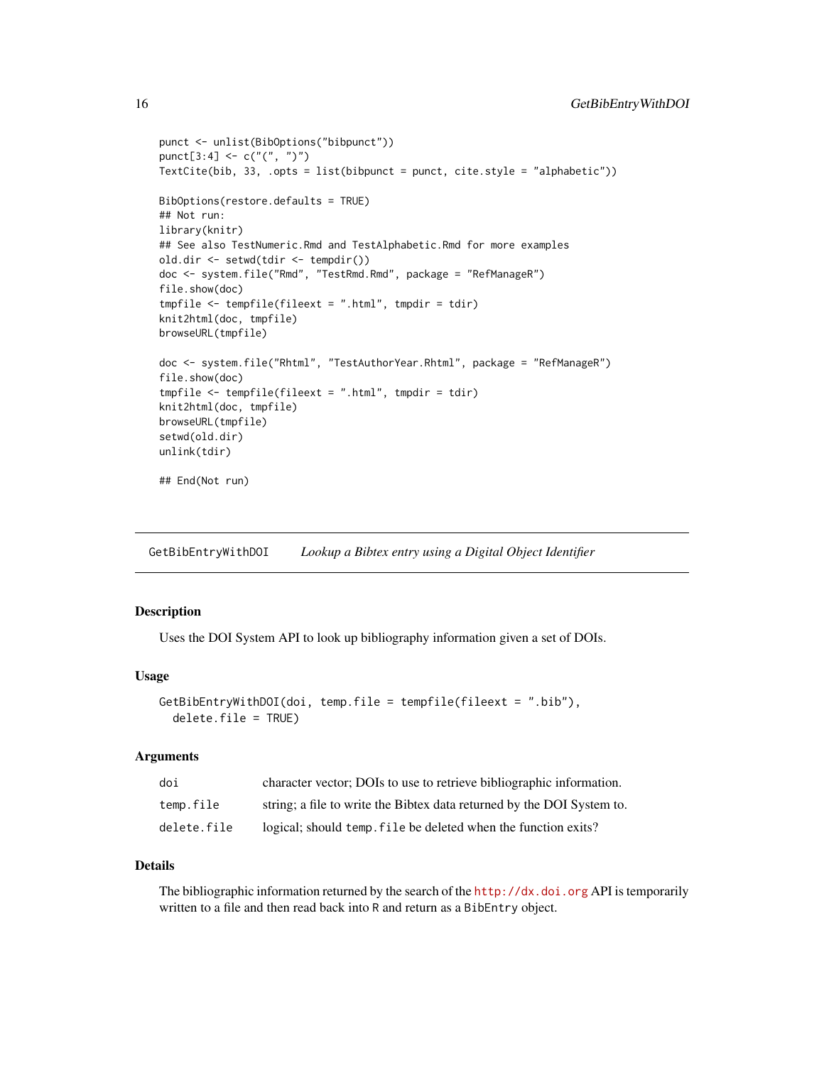```
punct <- unlist(BibOptions("bibpunct"))
punct[3:4] <- c("(", ")")
TextCite(bib, 33, .opts = list(bibpunct = punct, cite.style = "alphabetic"))

BibOptions(restore.defaults = TRUE)
## Not run:
library(knitr)
## See also TestNumeric.Rmd and TestAlphabetic.Rmd for more examples
old.dir <- setwd(tdir <- tempdir())
doc <- system.file("Rmd", "TestRmd.Rmd", package = "RefManageR")
file.show(doc)
tmpfile <- tempfile(fileext = ".html", tmpdir = tdir)
knit2html(doc, tmpfile)
browseURL(tmpfile)

doc <- system.file("Rhtml", "TestAuthorYear.Rhtml", package = "RefManageR")
file.show(doc)
tmpfile <- tempfile(fileext = ".html", tmpdir = tdir)
knit2html(doc, tmpfile)
browseURL(tmpfile)
setwd(old.dir)
unlink(tdir)

## End(Not run)
```

---

## GetBibEntryWithDOI &nbsp;&nbsp;&nbsp; *Lookup a Bibtex entry using a Digital Object Identifier*

---

### Description

Uses the DOI System API to look up bibliography information given a set of DOIs.

### Usage

```
GetBibEntryWithDOI(doi, temp.file = tempfile(fileext = ".bib"),
  delete.file = TRUE)
```

### Arguments

| | |
|---|---|
| `doi` | character vector; DOIs to use to retrieve bibliographic information. |
| `temp.file` | string; a file to write the Bibtex data returned by the DOI System to. |
| `delete.file` | logical; should `temp.file` be deleted when the function exits? |

### Details

The bibliographic information returned by the search of the http://dx.doi.org API is temporarily written to a file and then read back into `R` and return as a `BibEntry` object.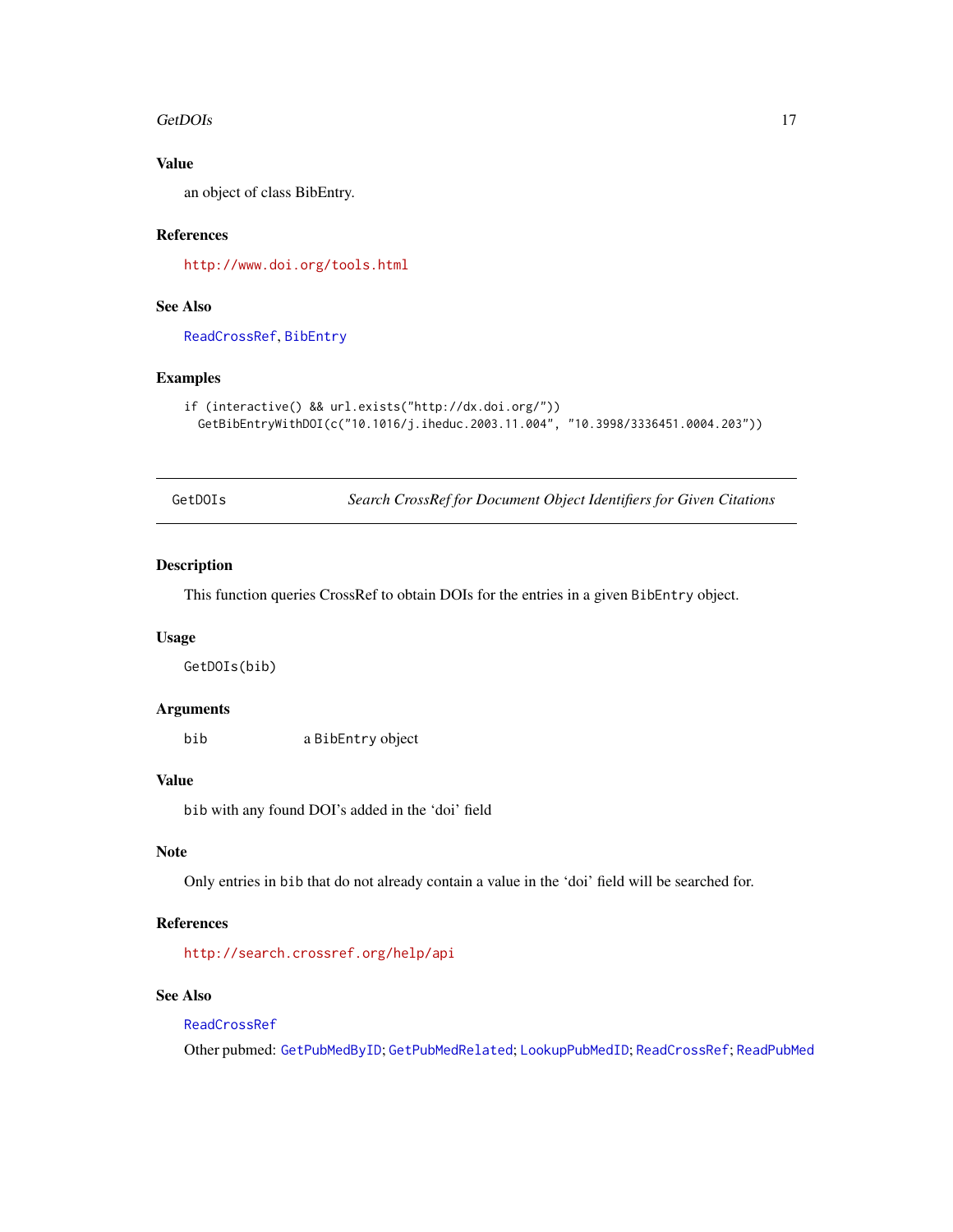### Value

an object of class BibEntry.

### References

http://www.doi.org/tools.html

### See Also

ReadCrossRef, BibEntry

### Examples

```
if (interactive() && url.exists("http://dx.doi.org/"))
  GetBibEntryWithDOI(c("10.1016/j.iheduc.2003.11.004", "10.3998/3336451.0004.203"))
```

---

## GetDOIs — *Search CrossRef for Document Object Identifiers for Given Citations*

### Description

This function queries CrossRef to obtain DOIs for the entries in a given `BibEntry` object.

### Usage

```
GetDOIs(bib)
```

### Arguments

| | |
|---|---|
| `bib` | a `BibEntry` object |

### Value

`bib` with any found DOI's added in the 'doi' field

### Note

Only entries in `bib` that do not already contain a value in the 'doi' field will be searched for.

### References

http://search.crossref.org/help/api

### See Also

ReadCrossRef

Other pubmed: GetPubMedByID; GetPubMedRelated; LookupPubMedID; ReadCrossRef; ReadPubMed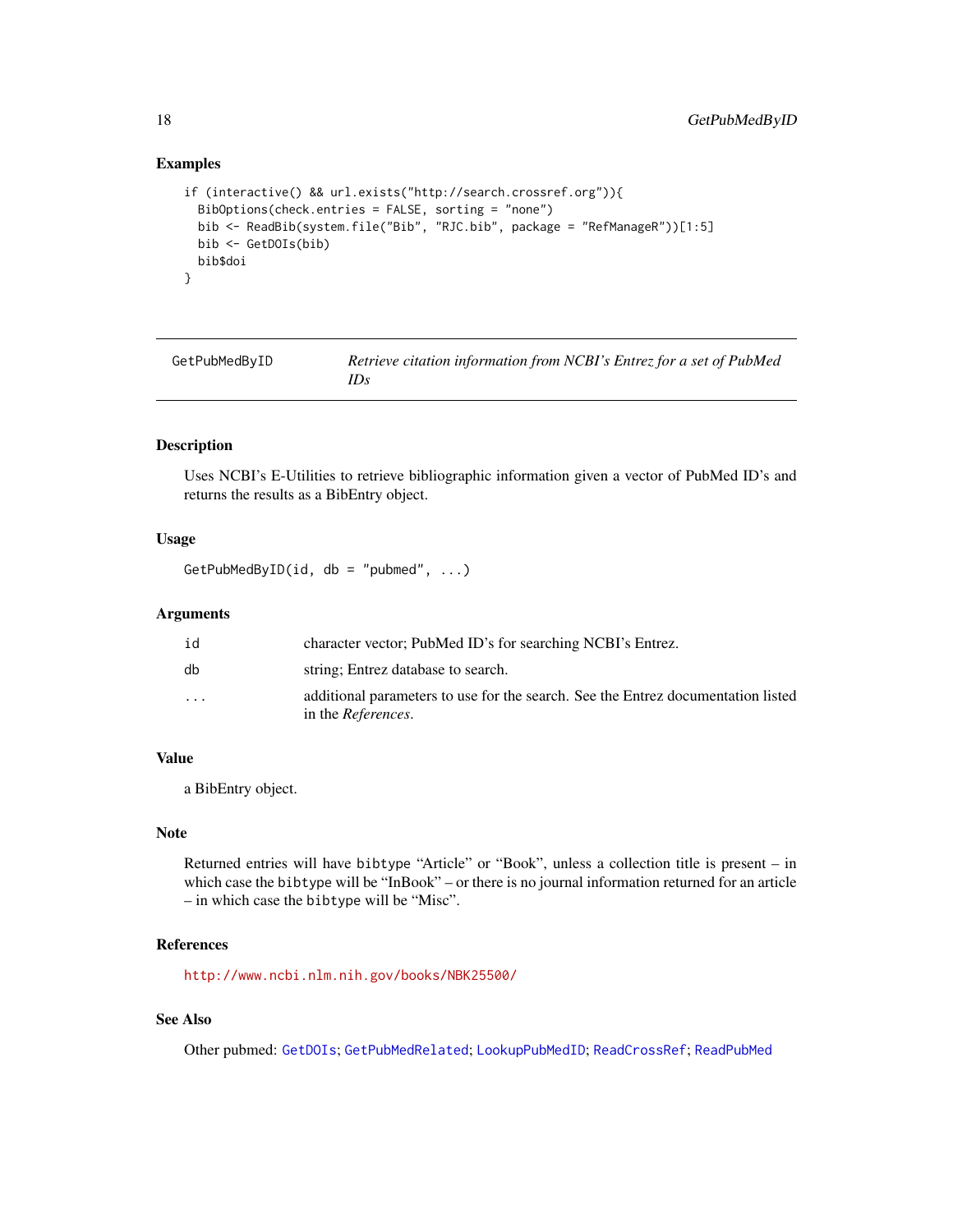## Examples

```
if (interactive() && url.exists("http://search.crossref.org")){
  BibOptions(check.entries = FALSE, sorting = "none")
  bib <- ReadBib(system.file("Bib", "RJC.bib", package = "RefManageR"))[1:5]
  bib <- GetDOIs(bib)
  bib$doi
}
```

---

# GetPubMedByID — *Retrieve citation information from NCBI's Entrez for a set of PubMed IDs*

---

## Description

Uses NCBI's E-Utilities to retrieve bibliographic information given a vector of PubMed ID's and returns the results as a BibEntry object.

## Usage

```
GetPubMedByID(id, db = "pubmed", ...)
```

## Arguments

| | |
|---|---|
| `id` | character vector; PubMed ID's for searching NCBI's Entrez. |
| `db` | string; Entrez database to search. |
| `...` | additional parameters to use for the search. See the Entrez documentation listed in the *References*. |

## Value

a BibEntry object.

## Note

Returned entries will have `bibtype` "Article" or "Book", unless a collection title is present – in which case the `bibtype` will be "InBook" – or there is no journal information returned for an article – in which case the `bibtype` will be "Misc".

## References

http://www.ncbi.nlm.nih.gov/books/NBK25500/

## See Also

Other pubmed: `GetDOIs`; `GetPubMedRelated`; `LookupPubMedID`; `ReadCrossRef`; `ReadPubMed`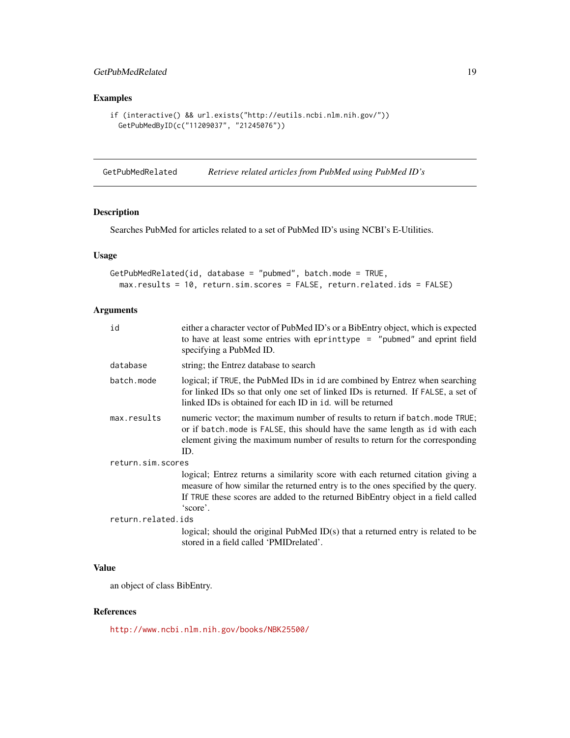### Examples

```
if (interactive() && url.exists("http://eutils.ncbi.nlm.nih.gov/"))
  GetPubMedByID(c("11209037", "21245076"))
```

---

## GetPubMedRelated *Retrieve related articles from PubMed using PubMed ID's*

### Description

Searches PubMed for articles related to a set of PubMed ID's using NCBI's E-Utilities.

### Usage

```
GetPubMedRelated(id, database = "pubmed", batch.mode = TRUE,
  max.results = 10, return.sim.scores = FALSE, return.related.ids = FALSE)
```

### Arguments

| | |
|---|---|
| `id` | either a character vector of PubMed ID's or a BibEntry object, which is expected to have at least some entries with `eprinttype = "pubmed"` and eprint field specifying a PubMed ID. |
| `database` | string; the Entrez database to search |
| `batch.mode` | logical; if `TRUE`, the PubMed IDs in `id` are combined by Entrez when searching for linked IDs so that only one set of linked IDs is returned. If `FALSE`, a set of linked IDs is obtained for each ID in `id`. will be returned |
| `max.results` | numeric vector; the maximum number of results to return if `batch.mode TRUE`; or if `batch.mode` is `FALSE`, this should have the same length as `id` with each element giving the maximum number of results to return for the corresponding ID. |
| `return.sim.scores` | logical; Entrez returns a similarity score with each returned citation giving a measure of how similar the returned entry is to the ones specified by the query. If `TRUE` these scores are added to the returned BibEntry object in a field called 'score'. |
| `return.related.ids` | logical; should the original PubMed ID(s) that a returned entry is related to be stored in a field called 'PMIDrelated'. |

### Value

an object of class BibEntry.

### References

http://www.ncbi.nlm.nih.gov/books/NBK25500/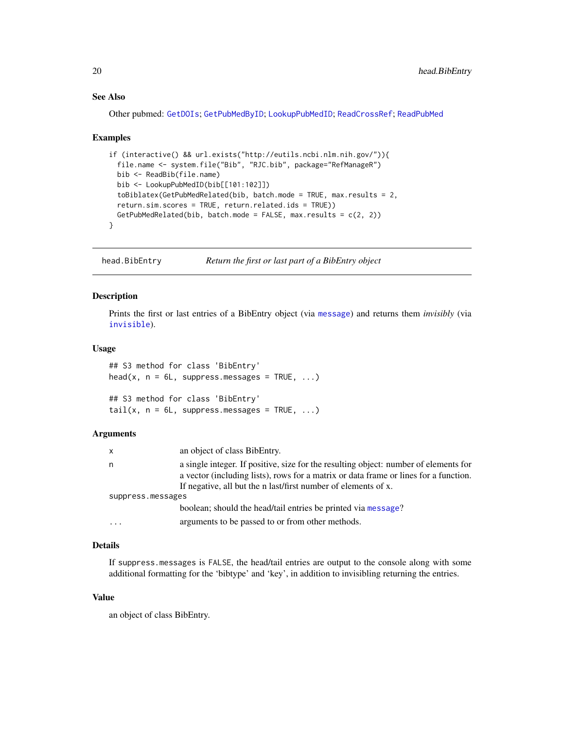### See Also

Other pubmed: GetDOIs; GetPubMedByID; LookupPubMedID; ReadCrossRef; ReadPubMed

### Examples

```
if (interactive() && url.exists("http://eutils.ncbi.nlm.nih.gov/")){
  file.name <- system.file("Bib", "RJC.bib", package="RefManageR")
  bib <- ReadBib(file.name)
  bib <- LookupPubMedID(bib[[101:102]])
  toBiblatex(GetPubMedRelated(bib, batch.mode = TRUE, max.results = 2,
  return.sim.scores = TRUE, return.related.ids = TRUE))
  GetPubMedRelated(bib, batch.mode = FALSE, max.results = c(2, 2))
}
```

---

## head.BibEntry — *Return the first or last part of a BibEntry object*

### Description

Prints the first or last entries of a BibEntry object (via message) and returns them *invisibly* (via invisible).

### Usage

```
## S3 method for class 'BibEntry'
head(x, n = 6L, suppress.messages = TRUE, ...)

## S3 method for class 'BibEntry'
tail(x, n = 6L, suppress.messages = TRUE, ...)
```

### Arguments

| | |
|---|---|
| x | an object of class BibEntry. |
| n | a single integer. If positive, size for the resulting object: number of elements for a vector (including lists), rows for a matrix or data frame or lines for a function. If negative, all but the n last/first number of elements of x. |
| suppress.messages | boolean; should the head/tail entries be printed via message? |
| ... | arguments to be passed to or from other methods. |

### Details

If suppress.messages is FALSE, the head/tail entries are output to the console along with some additional formatting for the 'bibtype' and 'key', in addition to invisibling returning the entries.

### Value

an object of class BibEntry.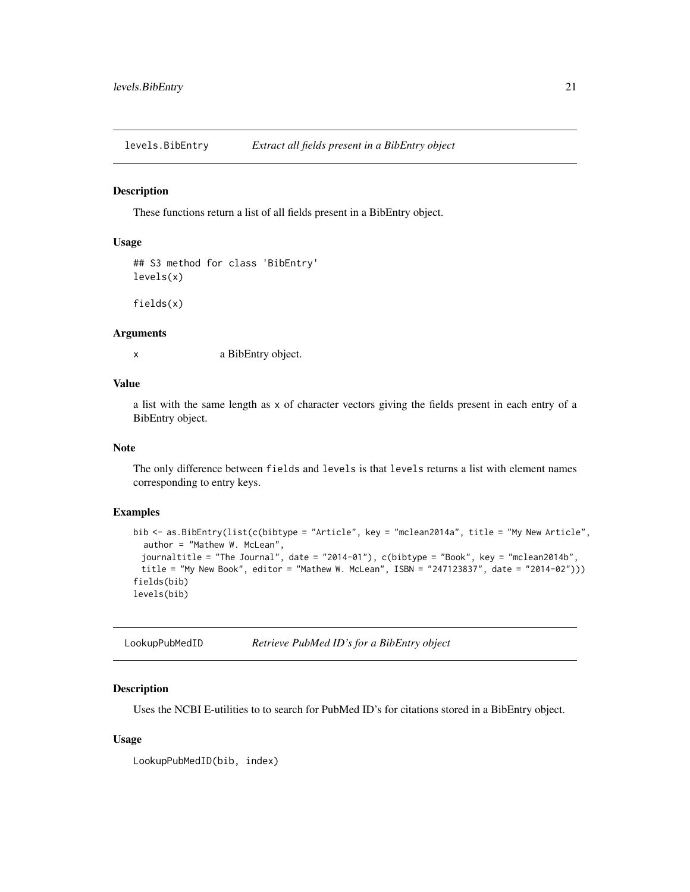## levels.BibEntry — *Extract all fields present in a BibEntry object*

### Description

These functions return a list of all fields present in a BibEntry object.

### Usage

```
## S3 method for class 'BibEntry'
levels(x)

fields(x)
```

### Arguments

| | |
|---|---|
| x | a BibEntry object. |

### Value

a list with the same length as x of character vectors giving the fields present in each entry of a BibEntry object.

### Note

The only difference between `fields` and `levels` is that `levels` returns a list with element names corresponding to entry keys.

### Examples

```
bib <- as.BibEntry(list(c(bibtype = "Article", key = "mclean2014a", title = "My New Article",
  author = "Mathew W. McLean",
  journaltitle = "The Journal", date = "2014-01"), c(bibtype = "Book", key = "mclean2014b",
  title = "My New Book", editor = "Mathew W. McLean", ISBN = "247123837", date = "2014-02")))
fields(bib)
levels(bib)
```

## LookupPubMedID — *Retrieve PubMed ID's for a BibEntry object*

### Description

Uses the NCBI E-utilities to to search for PubMed ID's for citations stored in a BibEntry object.

### Usage

```
LookupPubMedID(bib, index)
```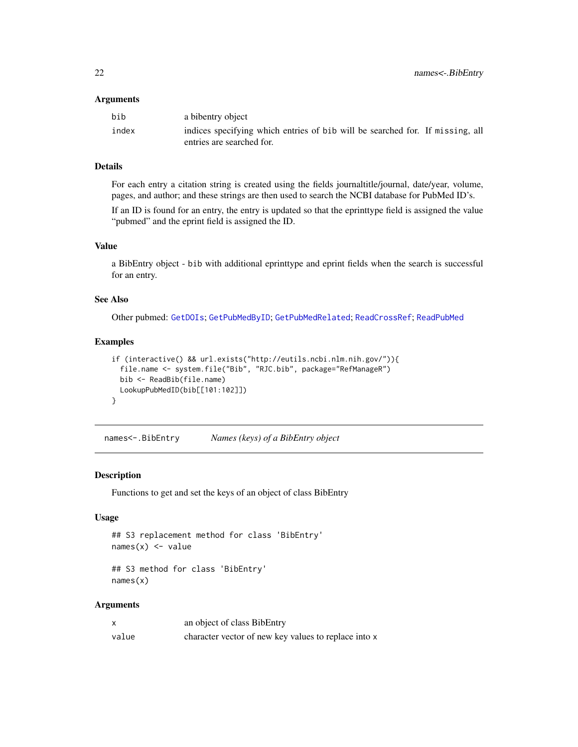### Arguments

| | |
|---|---|
| bib | a bibentry object |
| index | indices specifying which entries of bib will be searched for. If missing, all entries are searched for. |

### Details

For each entry a citation string is created using the fields journaltitle/journal, date/year, volume, pages, and author; and these strings are then used to search the NCBI database for PubMed ID's.

If an ID is found for an entry, the entry is updated so that the eprinttype field is assigned the value "pubmed" and the eprint field is assigned the ID.

### Value

a BibEntry object - bib with additional eprinttype and eprint fields when the search is successful for an entry.

### See Also

Other pubmed: GetDOIs; GetPubMedByID; GetPubMedRelated; ReadCrossRef; ReadPubMed

### Examples

```
if (interactive() && url.exists("http://eutils.ncbi.nlm.nih.gov/")){
  file.name <- system.file("Bib", "RJC.bib", package="RefManageR")
  bib <- ReadBib(file.name)
  LookupPubMedID(bib[[101:102]])
}
```

---

## names<-.BibEntry *Names (keys) of a BibEntry object*

---

### Description

Functions to get and set the keys of an object of class BibEntry

### Usage

```
## S3 replacement method for class 'BibEntry'
names(x) <- value

## S3 method for class 'BibEntry'
names(x)
```

### Arguments

| | |
|---|---|
| x | an object of class BibEntry |
| value | character vector of new key values to replace into x |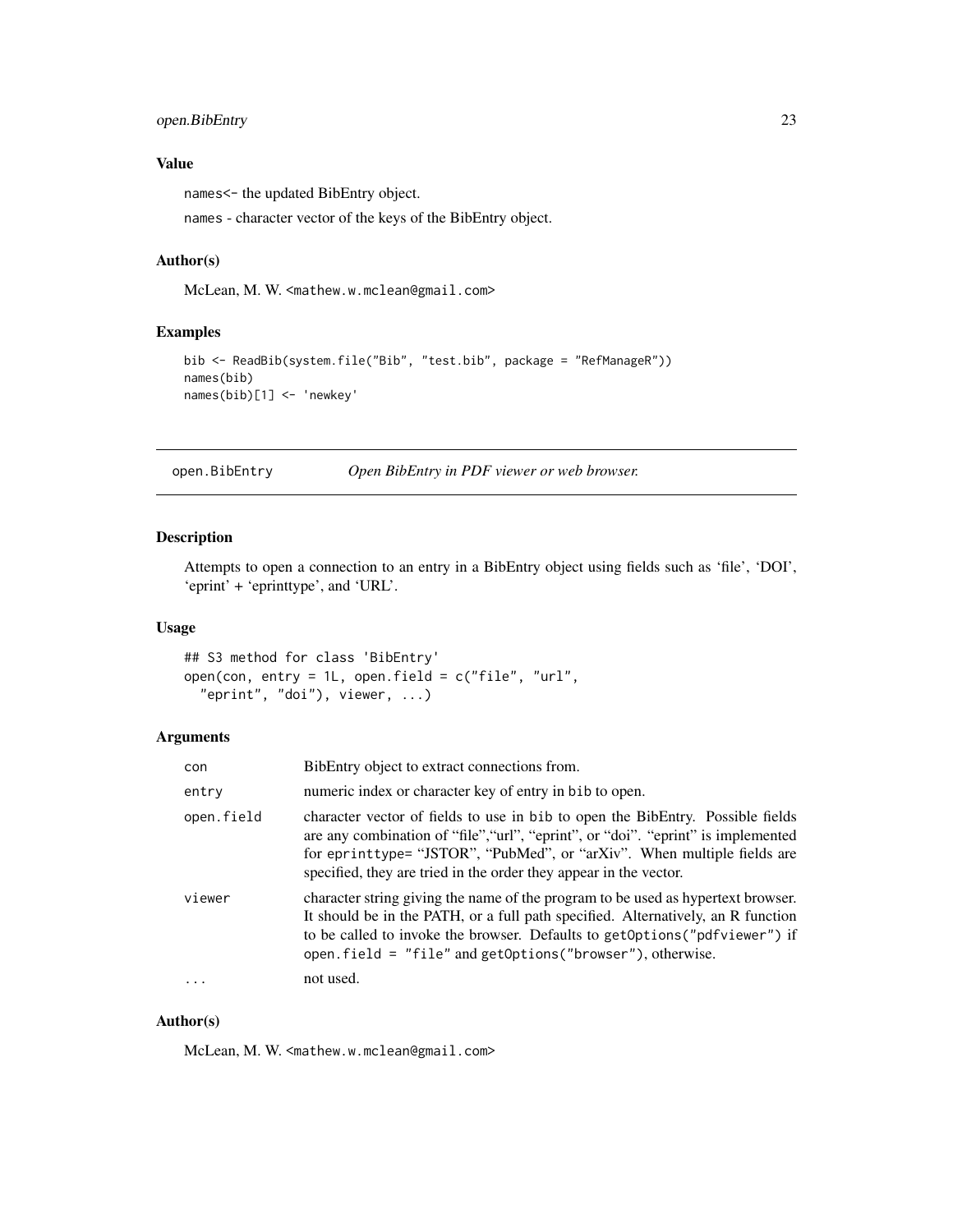### Value

`names<-` the updated BibEntry object.

`names` - character vector of the keys of the BibEntry object.

### Author(s)

McLean, M. W. <mathew.w.mclean@gmail.com>

### Examples

```
bib <- ReadBib(system.file("Bib", "test.bib", package = "RefManageR"))
names(bib)
names(bib)[1] <- 'newkey'
```

---

## open.BibEntry — *Open BibEntry in PDF viewer or web browser.*

### Description

Attempts to open a connection to an entry in a BibEntry object using fields such as 'file', 'DOI', 'eprint' + 'eprinttype', and 'URL'.

### Usage

```
## S3 method for class 'BibEntry'
open(con, entry = 1L, open.field = c("file", "url",
  "eprint", "doi"), viewer, ...)
```

### Arguments

| | |
|---|---|
| `con` | BibEntry object to extract connections from. |
| `entry` | numeric index or character key of entry in `bib` to open. |
| `open.field` | character vector of fields to use in `bib` to open the BibEntry. Possible fields are any combination of "file","url", "eprint", or "doi". "eprint" is implemented for `eprinttype`= "JSTOR", "PubMed", or "arXiv". When multiple fields are specified, they are tried in the order they appear in the vector. |
| `viewer` | character string giving the name of the program to be used as hypertext browser. It should be in the PATH, or a full path specified. Alternatively, an R function to be called to invoke the browser. Defaults to `getOptions("pdfviewer")` if `open.field = "file"` and `getOptions("browser")`, otherwise. |
| `...` | not used. |

### Author(s)

McLean, M. W. <mathew.w.mclean@gmail.com>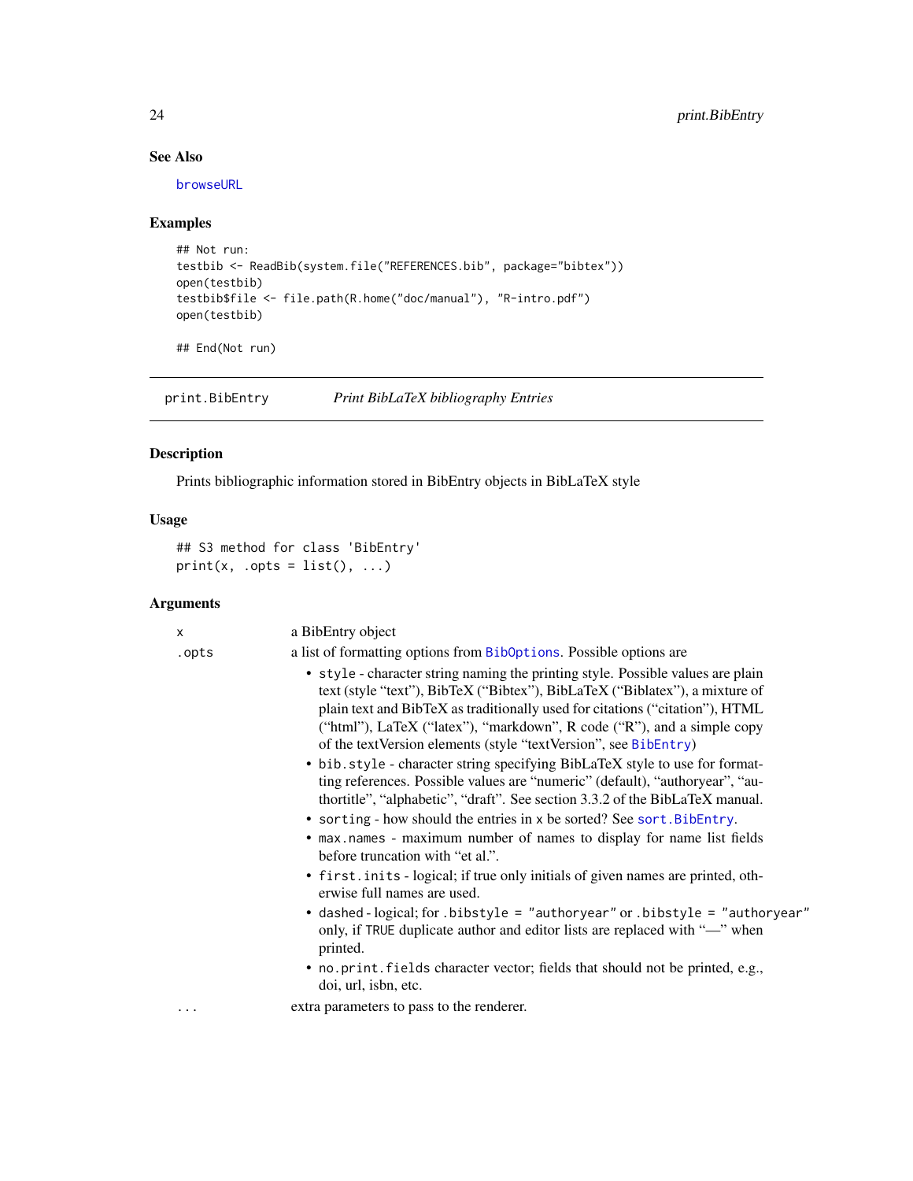## See Also

browseURL

## Examples

```
## Not run:
testbib <- ReadBib(system.file("REFERENCES.bib", package="bibtex"))
open(testbib)
testbib$file <- file.path(R.home("doc/manual"), "R-intro.pdf")
open(testbib)

## End(Not run)
```

---

# print.BibEntry *Print BibLaTeX bibliography Entries*

## Description

Prints bibliographic information stored in BibEntry objects in BibLaTeX style

## Usage

```
## S3 method for class 'BibEntry'
print(x, .opts = list(), ...)
```

## Arguments

`x` a BibEntry object

`.opts` a list of formatting options from BibOptions. Possible options are

- `style` - character string naming the printing style. Possible values are plain text (style "text"), BibTeX ("Bibtex"), BibLaTeX ("Biblatex"), a mixture of plain text and BibTeX as traditionally used for citations ("citation"), HTML ("html"), LaTeX ("latex"), "markdown", R code ("R"), and a simple copy of the textVersion elements (style "textVersion", see BibEntry)
- `bib.style` - character string specifying BibLaTeX style to use for formatting references. Possible values are "numeric" (default), "authoryear", "authortitle", "alphabetic", "draft". See section 3.3.2 of the BibLaTeX manual.
- `sorting` - how should the entries in x be sorted? See sort.BibEntry.
- `max.names` - maximum number of names to display for name list fields before truncation with "et al.".
- `first.inits` - logical; if true only initials of given names are printed, otherwise full names are used.
- `dashed` - logical; for `.bibstyle = "authoryear"` or `.bibstyle = "authoryear"` only, if `TRUE` duplicate author and editor lists are replaced with "—" when printed.
- `no.print.fields` character vector; fields that should not be printed, e.g., doi, url, isbn, etc.

`...` extra parameters to pass to the renderer.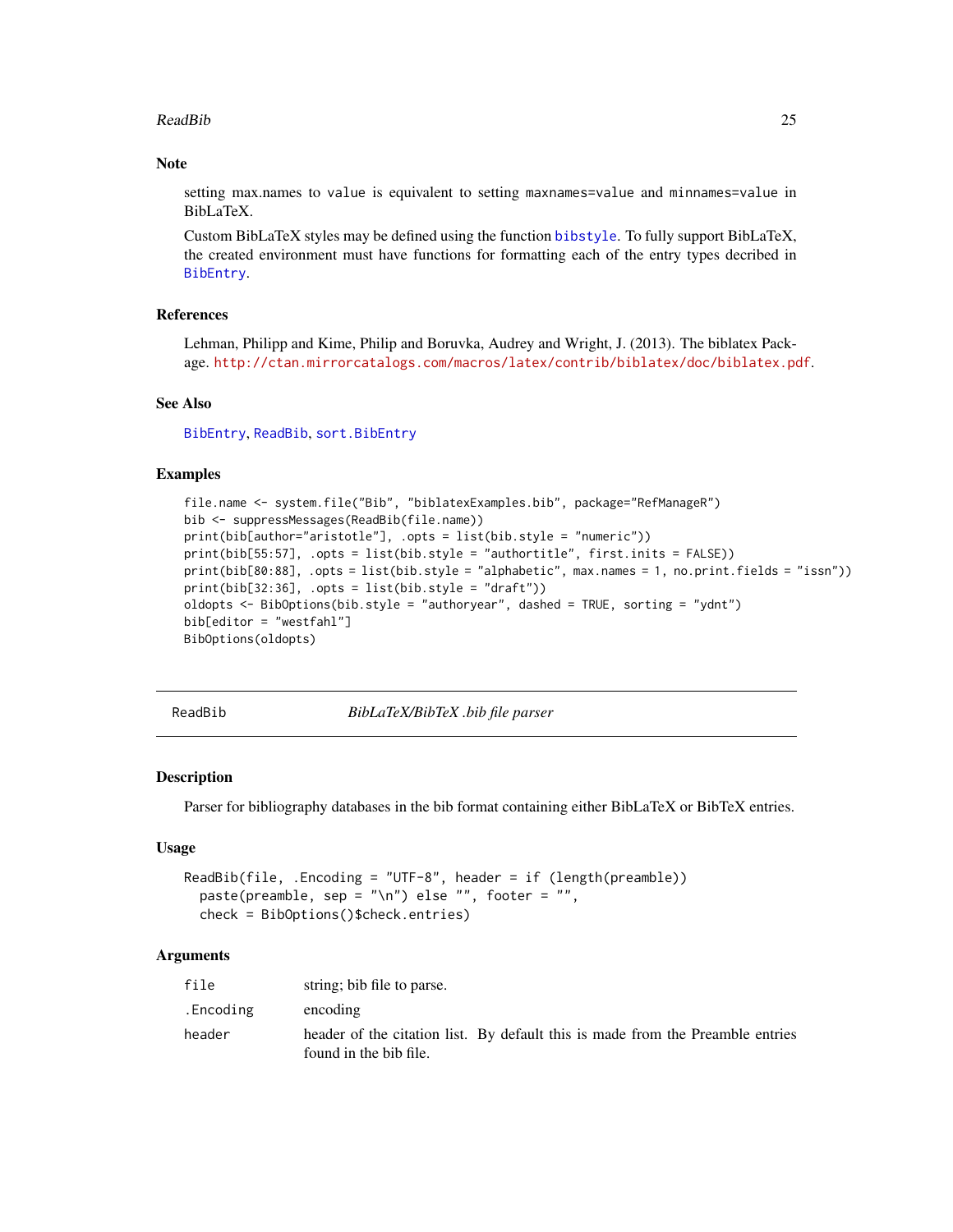### Note

setting max.names to `value` is equivalent to setting `maxnames=value` and `minnames=value` in BibLaTeX.

Custom BibLaTeX styles may be defined using the function `bibstyle`. To fully support BibLaTeX, the created environment must have functions for formatting each of the entry types decribed in `BibEntry`.

### References

Lehman, Philipp and Kime, Philip and Boruvka, Audrey and Wright, J. (2013). The biblatex Package. http://ctan.mirrorcatalogs.com/macros/latex/contrib/biblatex/doc/biblatex.pdf.

### See Also

`BibEntry`, `ReadBib`, `sort.BibEntry`

### Examples

```
file.name <- system.file("Bib", "biblatexExamples.bib", package="RefManageR")
bib <- suppressMessages(ReadBib(file.name))
print(bib[author="aristotle"], .opts = list(bib.style = "numeric"))
print(bib[55:57], .opts = list(bib.style = "authortitle", first.inits = FALSE))
print(bib[80:88], .opts = list(bib.style = "alphabetic", max.names = 1, no.print.fields = "issn"))
print(bib[32:36], .opts = list(bib.style = "draft"))
oldopts <- BibOptions(bib.style = "authoryear", dashed = TRUE, sorting = "ydnt")
bib[editor = "westfahl"]
BibOptions(oldopts)
```

---

## ReadBib — *BibLaTeX/BibTeX .bib file parser*

### Description

Parser for bibliography databases in the bib format containing either BibLaTeX or BibTeX entries.

### Usage

```
ReadBib(file, .Encoding = "UTF-8", header = if (length(preamble))
  paste(preamble, sep = "\n") else "", footer = "",
  check = BibOptions()$check.entries)
```

### Arguments

| | |
|---|---|
| `file` | string; bib file to parse. |
| `.Encoding` | encoding |
| `header` | header of the citation list. By default this is made from the Preamble entries found in the bib file. |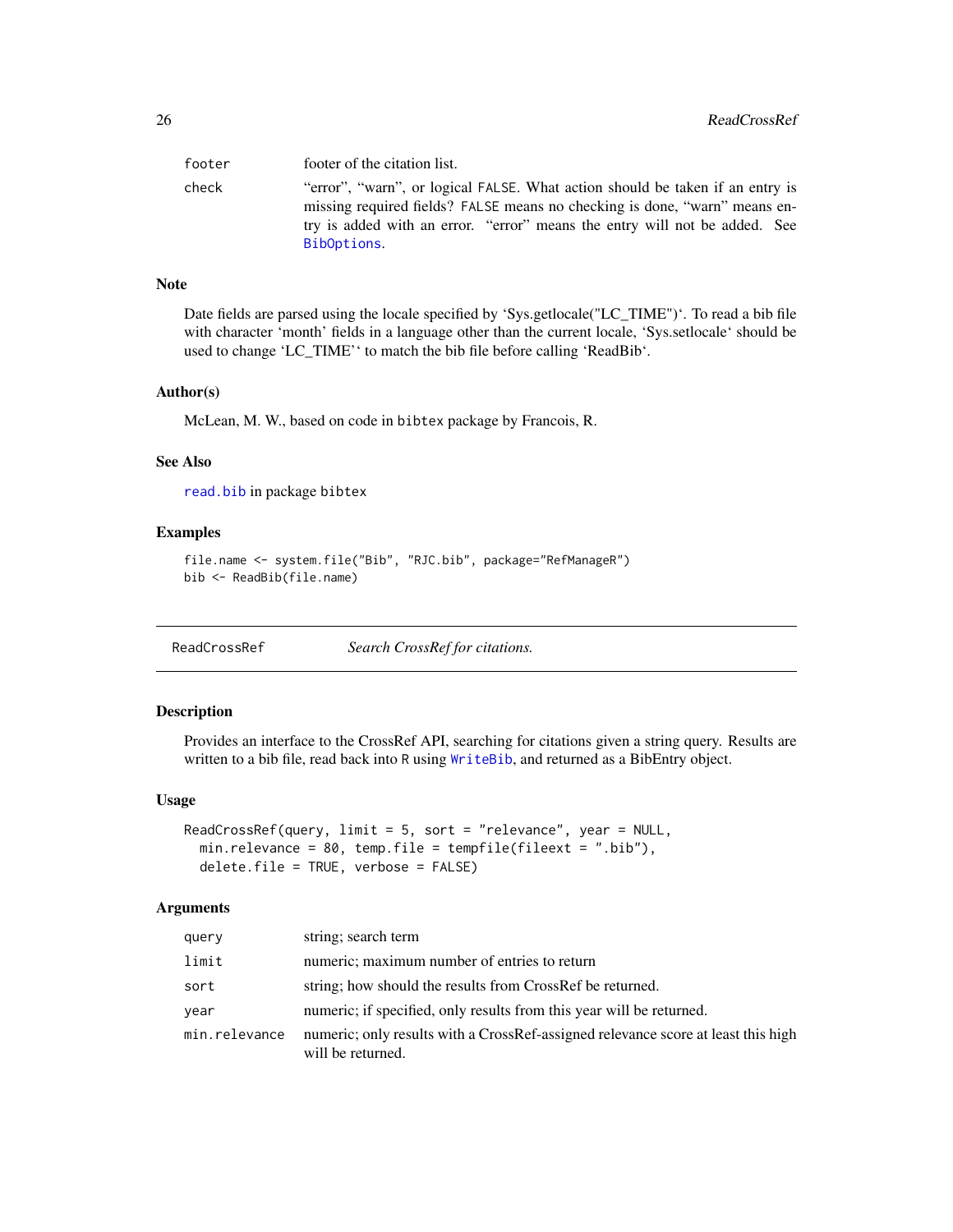| | |
|---|---|
| footer | footer of the citation list. |
| check | "error", "warn", or logical FALSE. What action should be taken if an entry is missing required fields? FALSE means no checking is done, "warn" means entry is added with an error. "error" means the entry will not be added. See BibOptions. |

### Note

Date fields are parsed using the locale specified by 'Sys.getlocale("LC_TIME")'. To read a bib file with character 'month' fields in a language other than the current locale, 'Sys.setlocale' should be used to change 'LC_TIME'' to match the bib file before calling 'ReadBib'.

### Author(s)

McLean, M. W., based on code in bibtex package by Francois, R.

### See Also

read.bib in package bibtex

### Examples

```
file.name <- system.file("Bib", "RJC.bib", package="RefManageR")
bib <- ReadBib(file.name)
```

---

## ReadCrossRef — *Search CrossRef for citations.*

---

### Description

Provides an interface to the CrossRef API, searching for citations given a string query. Results are written to a bib file, read back into R using WriteBib, and returned as a BibEntry object.

### Usage

```
ReadCrossRef(query, limit = 5, sort = "relevance", year = NULL,
  min.relevance = 80, temp.file = tempfile(fileext = ".bib"),
  delete.file = TRUE, verbose = FALSE)
```

### Arguments

| | |
|---|---|
| query | string; search term |
| limit | numeric; maximum number of entries to return |
| sort | string; how should the results from CrossRef be returned. |
| year | numeric; if specified, only results from this year will be returned. |
| min.relevance | numeric; only results with a CrossRef-assigned relevance score at least this high will be returned. |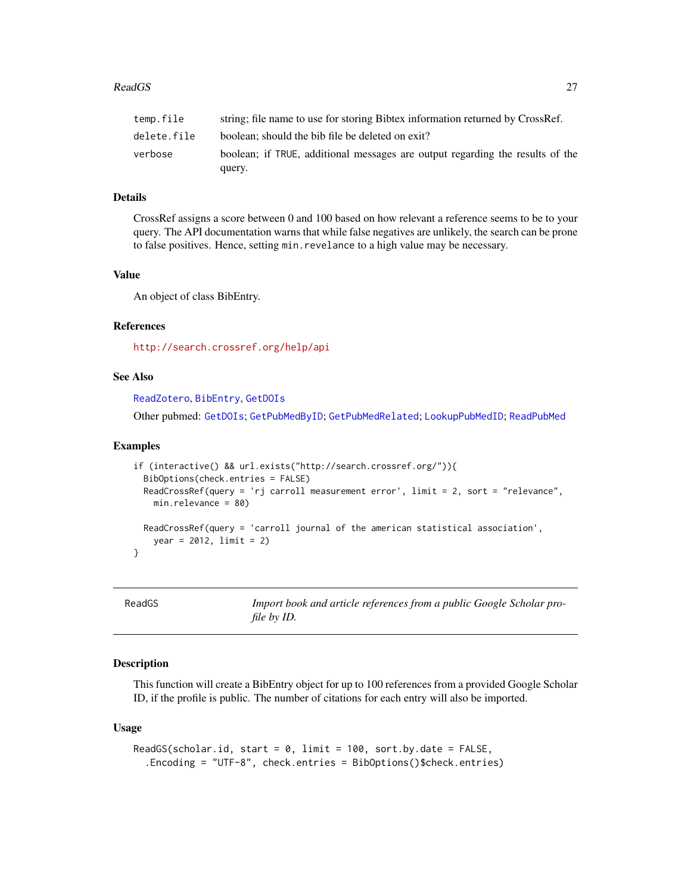| | |
|---|---|
| `temp.file` | string; file name to use for storing Bibtex information returned by CrossRef. |
| `delete.file` | boolean; should the bib file be deleted on exit? |
| `verbose` | boolean; if `TRUE`, additional messages are output regarding the results of the query. |

### Details

CrossRef assigns a score between 0 and 100 based on how relevant a reference seems to be to your query. The API documentation warns that while false negatives are unlikely, the search can be prone to false positives. Hence, setting `min.revelance` to a high value may be necessary.

### Value

An object of class BibEntry.

### References

http://search.crossref.org/help/api

### See Also

ReadZotero, BibEntry, GetDOIs

Other pubmed: GetDOIs; GetPubMedByID; GetPubMedRelated; LookupPubMedID; ReadPubMed

### Examples

```
if (interactive() && url.exists("http://search.crossref.org/")){
  BibOptions(check.entries = FALSE)
  ReadCrossRef(query = 'rj carroll measurement error', limit = 2, sort = "relevance",
    min.relevance = 80)

  ReadCrossRef(query = 'carroll journal of the american statistical association',
    year = 2012, limit = 2)
}
```

---

## ReadGS — *Import book and article references from a public Google Scholar profile by ID.*

---

### Description

This function will create a BibEntry object for up to 100 references from a provided Google Scholar ID, if the profile is public. The number of citations for each entry will also be imported.

### Usage

```
ReadGS(scholar.id, start = 0, limit = 100, sort.by.date = FALSE,
  .Encoding = "UTF-8", check.entries = BibOptions()$check.entries)
```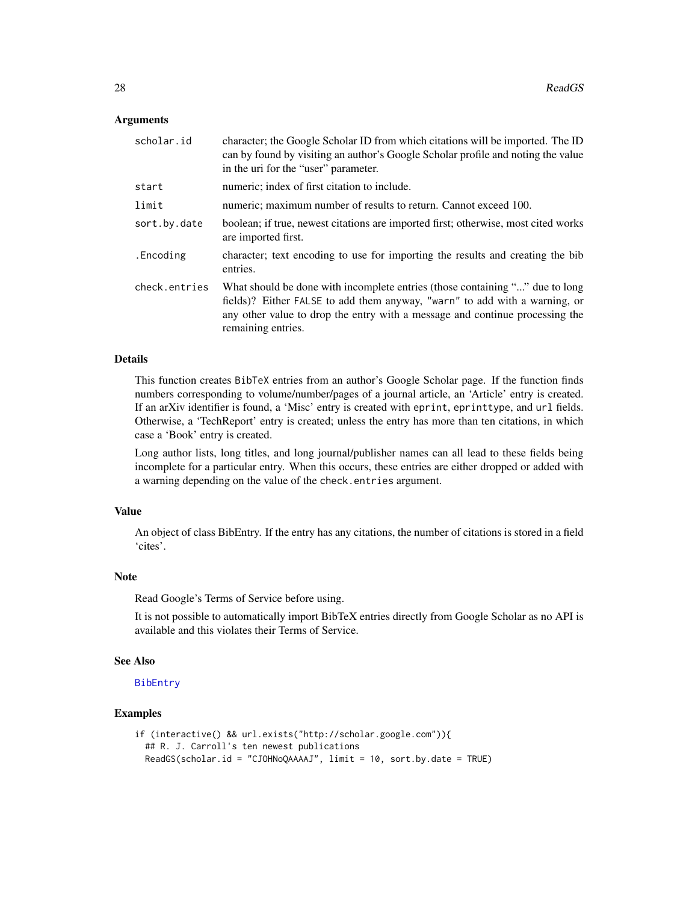### Arguments

| | |
|---|---|
| `scholar.id` | character; the Google Scholar ID from which citations will be imported. The ID can by found by visiting an author's Google Scholar profile and noting the value in the uri for the "user" parameter. |
| `start` | numeric; index of first citation to include. |
| `limit` | numeric; maximum number of results to return. Cannot exceed 100. |
| `sort.by.date` | boolean; if true, newest citations are imported first; otherwise, most cited works are imported first. |
| `.Encoding` | character; text encoding to use for importing the results and creating the bib entries. |
| `check.entries` | What should be done with incomplete entries (those containing "..." due to long fields)? Either `FALSE` to add them anyway, `"warn"` to add with a warning, or any other value to drop the entry with a message and continue processing the remaining entries. |

### Details

This function creates `BibTeX` entries from an author's Google Scholar page. If the function finds numbers corresponding to volume/number/pages of a journal article, an 'Article' entry is created. If an arXiv identifier is found, a 'Misc' entry is created with `eprint`, `eprinttype`, and `url` fields. Otherwise, a 'TechReport' entry is created; unless the entry has more than ten citations, in which case a 'Book' entry is created.

Long author lists, long titles, and long journal/publisher names can all lead to these fields being incomplete for a particular entry. When this occurs, these entries are either dropped or added with a warning depending on the value of the `check.entries` argument.

### Value

An object of class BibEntry. If the entry has any citations, the number of citations is stored in a field 'cites'.

### Note

Read Google's Terms of Service before using.

It is not possible to automatically import BibTeX entries directly from Google Scholar as no API is available and this violates their Terms of Service.

### See Also

`BibEntry`

### Examples

```
if (interactive() && url.exists("http://scholar.google.com")){
  ## R. J. Carroll's ten newest publications
  ReadGS(scholar.id = "CJOHNoQAAAAJ", limit = 10, sort.by.date = TRUE)
```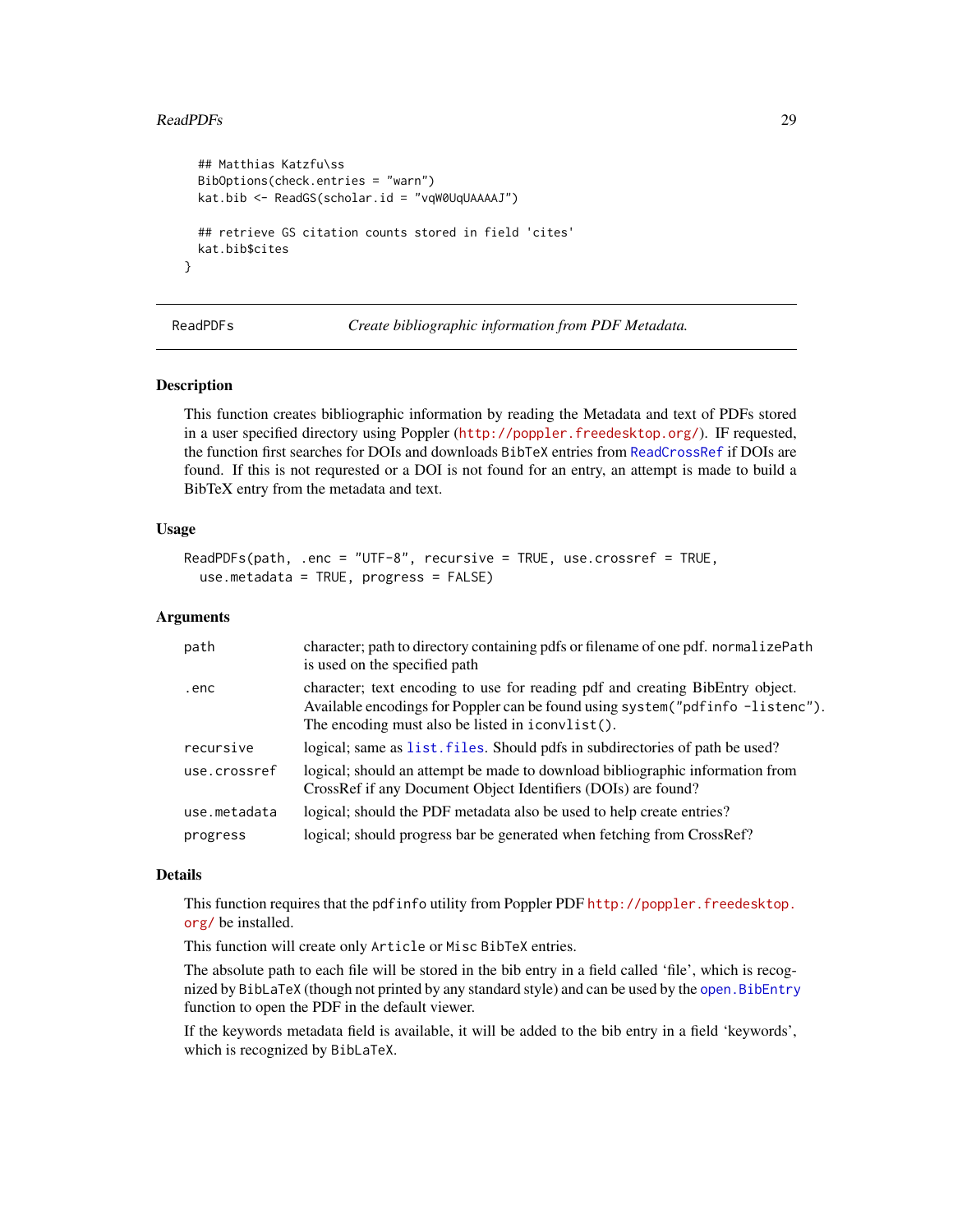```
## Matthias Katzfu\ss
BibOptions(check.entries = "warn")
kat.bib <- ReadGS(scholar.id = "vqW0UqUAAAAJ")

## retrieve GS citation counts stored in field 'cites'
kat.bib$cites
}
```

---

## ReadPDFs — *Create bibliographic information from PDF Metadata.*

---

### Description

This function creates bibliographic information by reading the Metadata and text of PDFs stored in a user specified directory using Poppler (http://poppler.freedesktop.org/). IF requested, the function first searches for DOIs and downloads BibTeX entries from ReadCrossRef if DOIs are found. If this is not requrested or a DOI is not found for an entry, an attempt is made to build a BibTeX entry from the metadata and text.

### Usage

```
ReadPDFs(path, .enc = "UTF-8", recursive = TRUE, use.crossref = TRUE,
  use.metadata = TRUE, progress = FALSE)
```

### Arguments

| | |
|---|---|
| path | character; path to directory containing pdfs or filename of one pdf. normalizePath is used on the specified path |
| .enc | character; text encoding to use for reading pdf and creating BibEntry object. Available encodings for Poppler can be found using system("pdfinfo -listenc"). The encoding must also be listed in iconvlist(). |
| recursive | logical; same as list.files. Should pdfs in subdirectories of path be used? |
| use.crossref | logical; should an attempt be made to download bibliographic information from CrossRef if any Document Object Identifiers (DOIs) are found? |
| use.metadata | logical; should the PDF metadata also be used to help create entries? |
| progress | logical; should progress bar be generated when fetching from CrossRef? |

### Details

This function requires that the pdfinfo utility from Poppler PDF http://poppler.freedesktop.org/ be installed.

This function will create only Article or Misc BibTeX entries.

The absolute path to each file will be stored in the bib entry in a field called 'file', which is recognized by BibLaTeX (though not printed by any standard style) and can be used by the open.BibEntry function to open the PDF in the default viewer.

If the keywords metadata field is available, it will be added to the bib entry in a field 'keywords', which is recognized by BibLaTeX.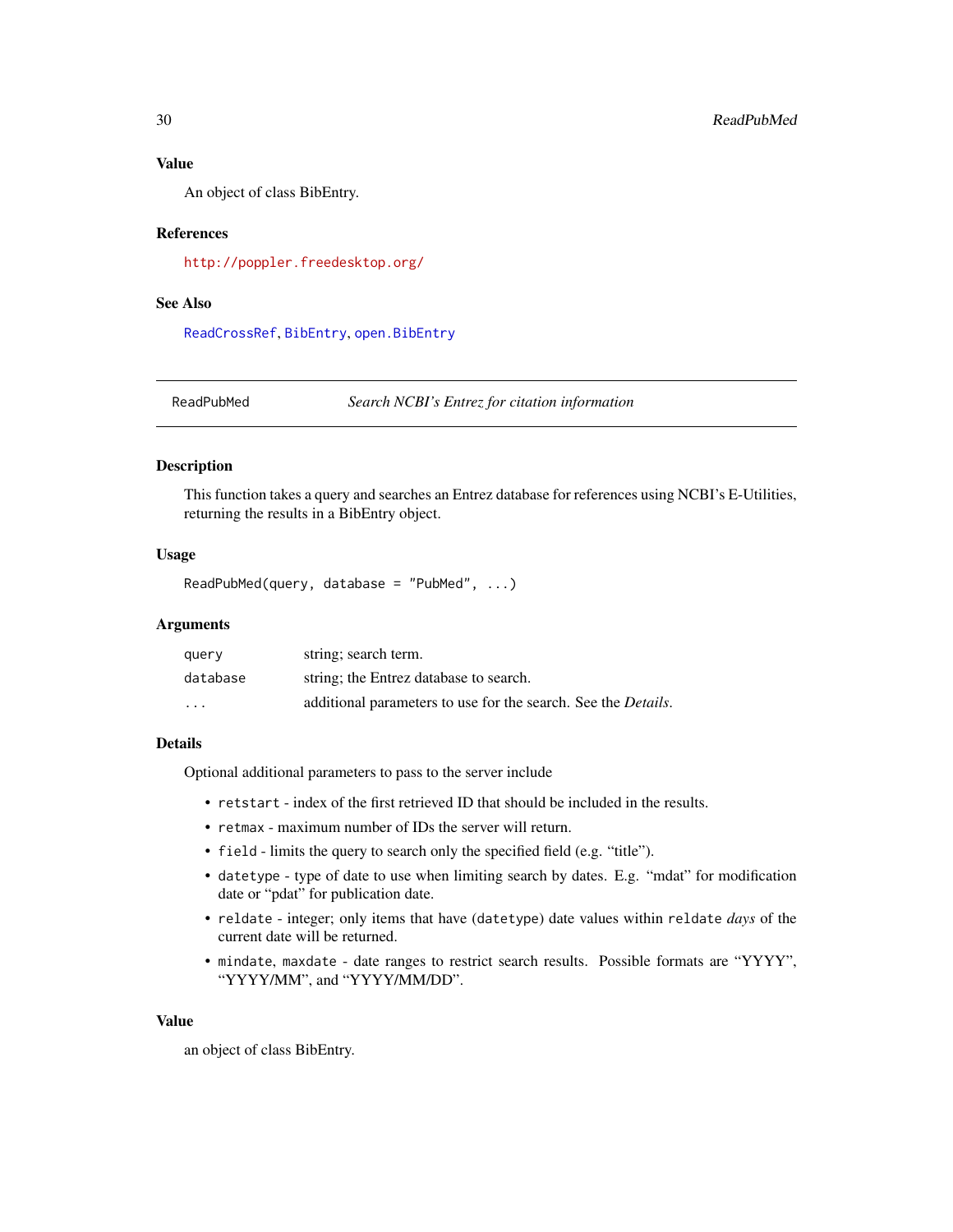### Value

An object of class BibEntry.

### References

http://poppler.freedesktop.org/

### See Also

ReadCrossRef, BibEntry, open.BibEntry

---

## ReadPubMed — *Search NCBI's Entrez for citation information*

---

### Description

This function takes a query and searches an Entrez database for references using NCBI's E-Utilities, returning the results in a BibEntry object.

### Usage

```
ReadPubMed(query, database = "PubMed", ...)
```

### Arguments

| | |
|---|---|
| `query` | string; search term. |
| `database` | string; the Entrez database to search. |
| `...` | additional parameters to use for the search. See the *Details*. |

### Details

Optional additional parameters to pass to the server include

- `retstart` - index of the first retrieved ID that should be included in the results.
- `retmax` - maximum number of IDs the server will return.
- `field` - limits the query to search only the specified field (e.g. "title").
- `datetype` - type of date to use when limiting search by dates. E.g. "mdat" for modification date or "pdat" for publication date.
- `reldate` - integer; only items that have (`datetype`) date values within `reldate` *days* of the current date will be returned.
- `mindate`, `maxdate` - date ranges to restrict search results. Possible formats are "YYYY", "YYYY/MM", and "YYYY/MM/DD".

### Value

an object of class BibEntry.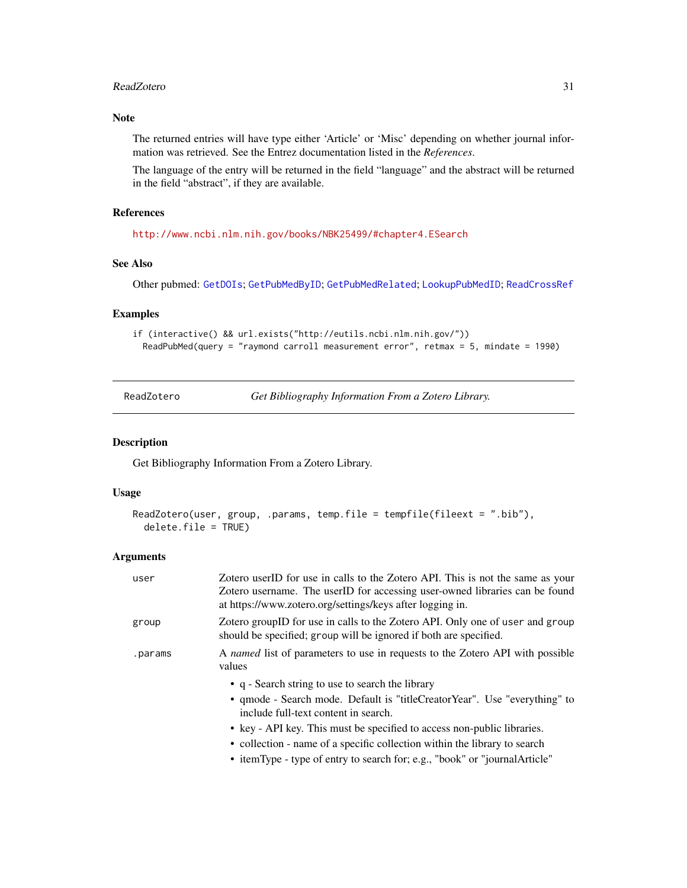### Note

The returned entries will have type either 'Article' or 'Misc' depending on whether journal information was retrieved. See the Entrez documentation listed in the *References*.

The language of the entry will be returned in the field "language" and the abstract will be returned in the field "abstract", if they are available.

### References

http://www.ncbi.nlm.nih.gov/books/NBK25499/#chapter4.ESearch

### See Also

Other pubmed: GetDOIs; GetPubMedByID; GetPubMedRelated; LookupPubMedID; ReadCrossRef

### Examples

```
if (interactive() && url.exists("http://eutils.ncbi.nlm.nih.gov/"))
  ReadPubMed(query = "raymond carroll measurement error", retmax = 5, mindate = 1990)
```

---

## ReadZotero — *Get Bibliography Information From a Zotero Library.*

---

### Description

Get Bibliography Information From a Zotero Library.

### Usage

```
ReadZotero(user, group, .params, temp.file = tempfile(fileext = ".bib"),
  delete.file = TRUE)
```

### Arguments

| | |
|---|---|
| user | Zotero userID for use in calls to the Zotero API. This is not the same as your Zotero username. The userID for accessing user-owned libraries can be found at https://www.zotero.org/settings/keys after logging in. |
| group | Zotero groupID for use in calls to the Zotero API. Only one of user and group should be specified; group will be ignored if both are specified. |
| .params | A *named* list of parameters to use in requests to the Zotero API with possible values<br>• q - Search string to use to search the library<br>• qmode - Search mode. Default is "titleCreatorYear". Use "everything" to include full-text content in search.<br>• key - API key. This must be specified to access non-public libraries.<br>• collection - name of a specific collection within the library to search<br>• itemType - type of entry to search for; e.g., "book" or "journalArticle" |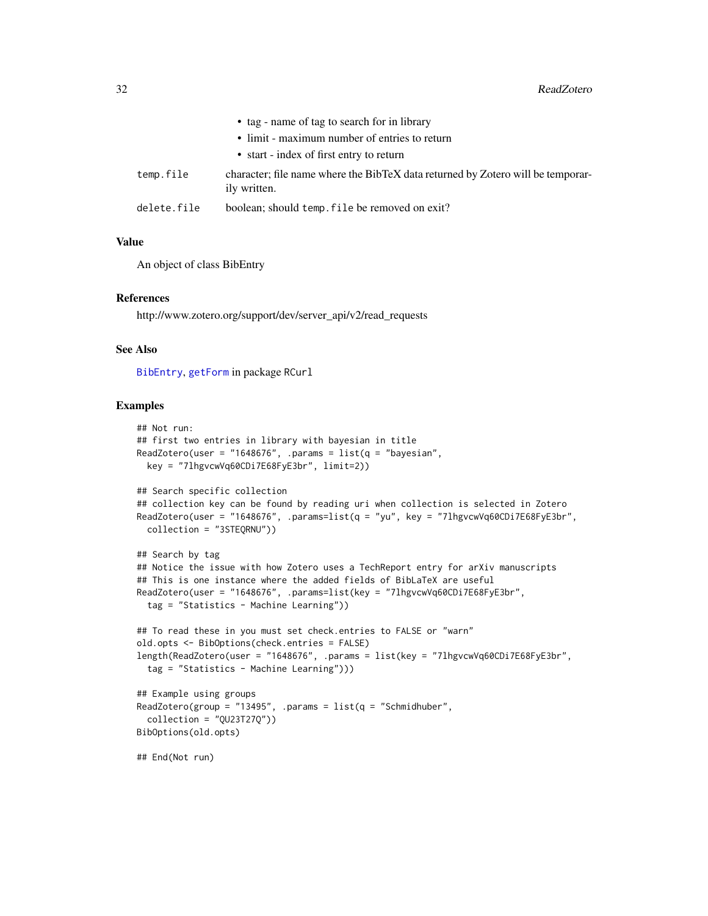- tag - name of tag to search for in library
- limit - maximum number of entries to return
- start - index of first entry to return

| | |
|---|---|
| temp.file | character; file name where the BibTeX data returned by Zotero will be temporarily written. |
| delete.file | boolean; should temp.file be removed on exit? |

### Value

An object of class BibEntry

### References

http://www.zotero.org/support/dev/server_api/v2/read_requests

### See Also

BibEntry, getForm in package RCurl

### Examples

```
## Not run:
## first two entries in library with bayesian in title
ReadZotero(user = "1648676", .params = list(q = "bayesian",
  key = "7lhgvcwVq60CDi7E68FyE3br", limit=2))

## Search specific collection
## collection key can be found by reading uri when collection is selected in Zotero
ReadZotero(user = "1648676", .params=list(q = "yu", key = "7lhgvcwVq60CDi7E68FyE3br",
  collection = "3STEQRNU"))

## Search by tag
## Notice the issue with how Zotero uses a TechReport entry for arXiv manuscripts
## This is one instance where the added fields of BibLaTeX are useful
ReadZotero(user = "1648676", .params=list(key = "7lhgvcwVq60CDi7E68FyE3br",
  tag = "Statistics - Machine Learning"))

## To read these in you must set check.entries to FALSE or "warn"
old.opts <- BibOptions(check.entries = FALSE)
length(ReadZotero(user = "1648676", .params = list(key = "7lhgvcwVq60CDi7E68FyE3br",
  tag = "Statistics - Machine Learning")))

## Example using groups
ReadZotero(group = "13495", .params = list(q = "Schmidhuber",
  collection = "QU23T27Q"))
BibOptions(old.opts)

## End(Not run)
```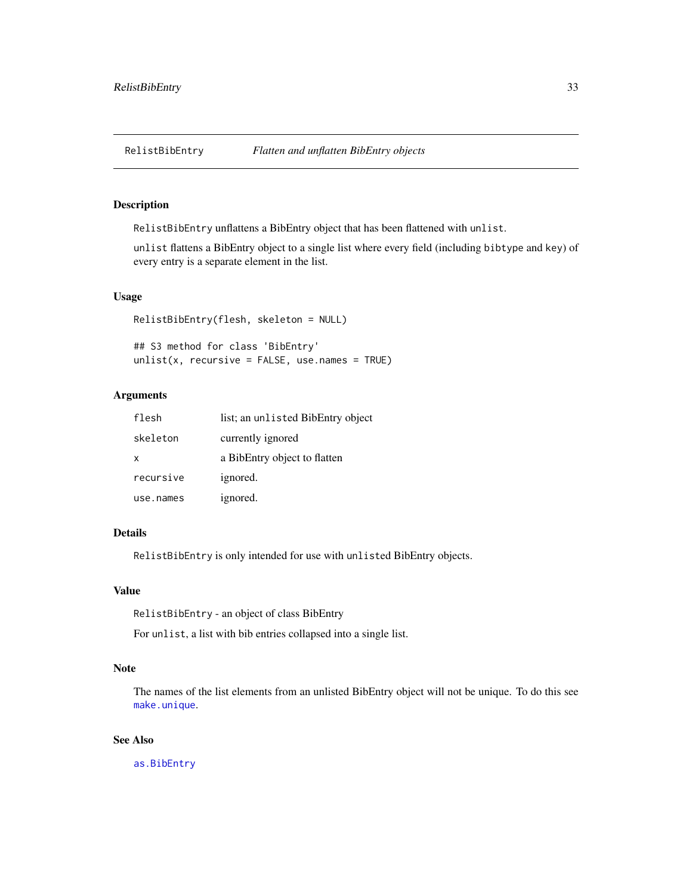# RelistBibEntry — *Flatten and unflatten BibEntry objects*

## Description

`RelistBibEntry` unflattens a BibEntry object that has been flattened with `unlist`.

`unlist` flattens a BibEntry object to a single list where every field (including `bibtype` and `key`) of every entry is a separate element in the list.

## Usage

```
RelistBibEntry(flesh, skeleton = NULL)

## S3 method for class 'BibEntry'
unlist(x, recursive = FALSE, use.names = TRUE)
```

## Arguments

| | |
|---|---|
| `flesh` | list; an `unlist`ed BibEntry object |
| `skeleton` | currently ignored |
| `x` | a BibEntry object to flatten |
| `recursive` | ignored. |
| `use.names` | ignored. |

## Details

`RelistBibEntry` is only intended for use with `unlist`ed BibEntry objects.

## Value

`RelistBibEntry` - an object of class BibEntry

For `unlist`, a list with bib entries collapsed into a single list.

## Note

The names of the list elements from an unlisted BibEntry object will not be unique. To do this see `make.unique`.

## See Also

`as.BibEntry`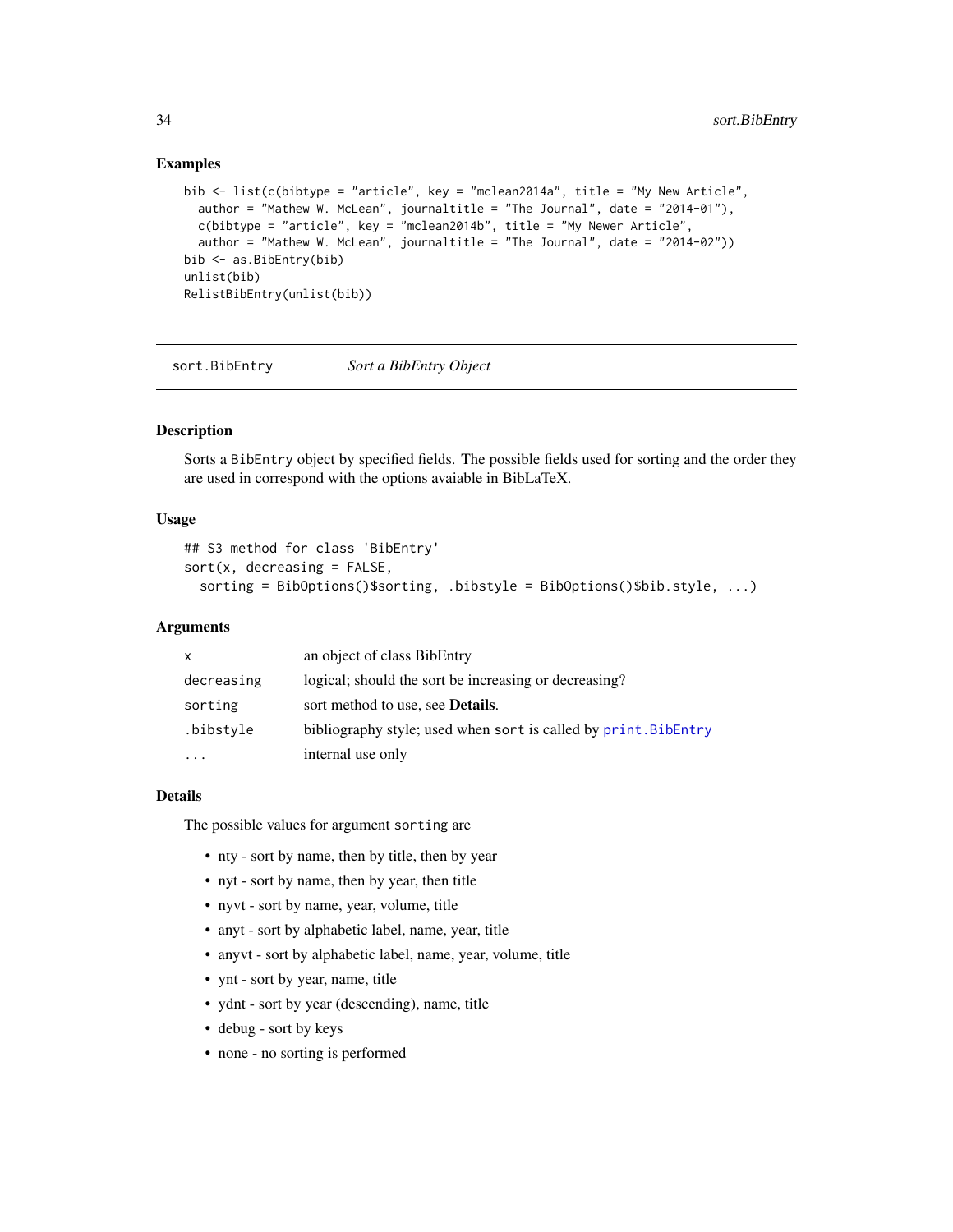### Examples

```
bib <- list(c(bibtype = "article", key = "mclean2014a", title = "My New Article",
  author = "Mathew W. McLean", journaltitle = "The Journal", date = "2014-01"),
  c(bibtype = "article", key = "mclean2014b", title = "My Newer Article",
  author = "Mathew W. McLean", journaltitle = "The Journal", date = "2014-02"))
bib <- as.BibEntry(bib)
unlist(bib)
RelistBibEntry(unlist(bib))
```

---

## sort.BibEntry    *Sort a BibEntry Object*

---

### Description

Sorts a `BibEntry` object by specified fields. The possible fields used for sorting and the order they are used in correspond with the options avaiable in BibLaTeX.

### Usage

```
## S3 method for class 'BibEntry'
sort(x, decreasing = FALSE,
  sorting = BibOptions()$sorting, .bibstyle = BibOptions()$bib.style, ...)
```

### Arguments

| | |
|---|---|
| `x` | an object of class BibEntry |
| `decreasing` | logical; should the sort be increasing or decreasing? |
| `sorting` | sort method to use, see **Details**. |
| `.bibstyle` | bibliography style; used when `sort` is called by `print.BibEntry` |
| `...` | internal use only |

### Details

The possible values for argument `sorting` are

- nty - sort by name, then by title, then by year
- nyt - sort by name, then by year, then title
- nyvt - sort by name, year, volume, title
- anyt - sort by alphabetic label, name, year, title
- anyvt - sort by alphabetic label, name, year, volume, title
- ynt - sort by year, name, title
- ydnt - sort by year (descending), name, title
- debug - sort by keys
- none - no sorting is performed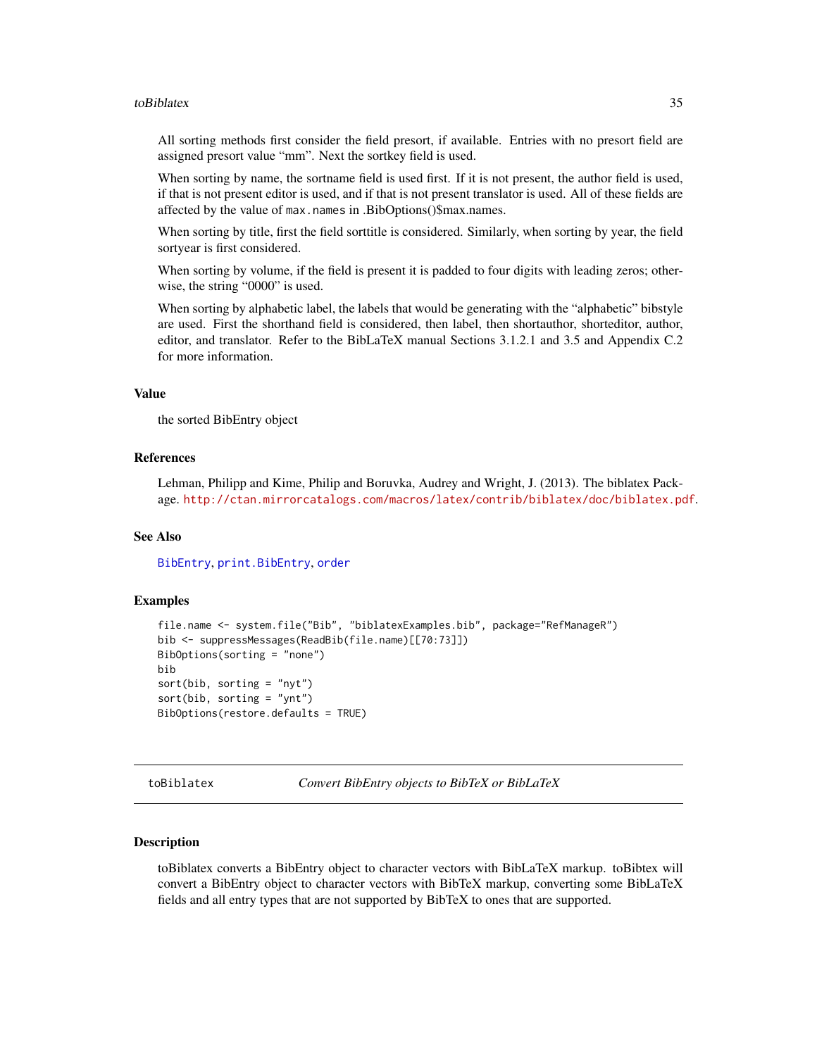All sorting methods first consider the field presort, if available. Entries with no presort field are assigned presort value "mm". Next the sortkey field is used.

When sorting by name, the sortname field is used first. If it is not present, the author field is used, if that is not present editor is used, and if that is not present translator is used. All of these fields are affected by the value of `max.names` in .BibOptions()$max.names.

When sorting by title, first the field sorttitle is considered. Similarly, when sorting by year, the field sortyear is first considered.

When sorting by volume, if the field is present it is padded to four digits with leading zeros; otherwise, the string "0000" is used.

When sorting by alphabetic label, the labels that would be generating with the "alphabetic" bibstyle are used. First the shorthand field is considered, then label, then shortauthor, shorteditor, author, editor, and translator. Refer to the BibLaTeX manual Sections 3.1.2.1 and 3.5 and Appendix C.2 for more information.

### Value

the sorted BibEntry object

### References

Lehman, Philipp and Kime, Philip and Boruvka, Audrey and Wright, J. (2013). The biblatex Package. http://ctan.mirrorcatalogs.com/macros/latex/contrib/biblatex/doc/biblatex.pdf.

### See Also

`BibEntry`, `print.BibEntry`, `order`

### Examples

```
file.name <- system.file("Bib", "biblatexExamples.bib", package="RefManageR")
bib <- suppressMessages(ReadBib(file.name)[[70:73]])
BibOptions(sorting = "none")
bib
sort(bib, sorting = "nyt")
sort(bib, sorting = "ynt")
BibOptions(restore.defaults = TRUE)
```

---

## toBiblatex *Convert BibEntry objects to BibTeX or BibLaTeX*

---

### Description

toBiblatex converts a BibEntry object to character vectors with BibLaTeX markup. toBibtex will convert a BibEntry object to character vectors with BibTeX markup, converting some BibLaTeX fields and all entry types that are not supported by BibTeX to ones that are supported.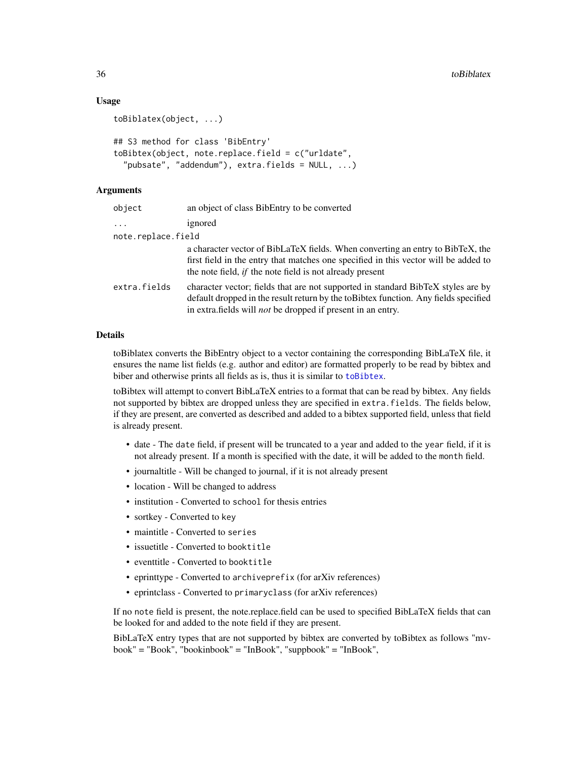### Usage

```
toBiblatex(object, ...)

## S3 method for class 'BibEntry'
toBibtex(object, note.replace.field = c("urldate",
  "pubsate", "addendum"), extra.fields = NULL, ...)
```

### Arguments

| | |
|---|---|
| object | an object of class BibEntry to be converted |
| ... | ignored |
| note.replace.field | a character vector of BibLaTeX fields. When converting an entry to BibTeX, the first field in the entry that matches one specified in this vector will be added to the note field, *if* the note field is not already present |
| extra.fields | character vector; fields that are not supported in standard BibTeX styles are by default dropped in the result return by the toBibtex function. Any fields specified in extra.fields will *not* be dropped if present in an entry. |

### Details

toBiblatex converts the BibEntry object to a vector containing the corresponding BibLaTeX file, it ensures the name list fields (e.g. author and editor) are formatted properly to be read by bibtex and biber and otherwise prints all fields as is, thus it is similar to toBibtex.

toBibtex will attempt to convert BibLaTeX entries to a format that can be read by bibtex. Any fields not supported by bibtex are dropped unless they are specified in `extra.fields`. The fields below, if they are present, are converted as described and added to a bibtex supported field, unless that field is already present.

- date - The `date` field, if present will be truncated to a year and added to the `year` field, if it is not already present. If a month is specified with the date, it will be added to the `month` field.
- journaltitle - Will be changed to journal, if it is not already present
- location - Will be changed to address
- institution - Converted to `school` for thesis entries
- sortkey - Converted to `key`
- maintitle - Converted to `series`
- issuetitle - Converted to `booktitle`
- eventtitle - Converted to `booktitle`
- eprinttype - Converted to `archiveprefix` (for arXiv references)
- eprintclass - Converted to `primaryclass` (for arXiv references)

If no `note` field is present, the note.replace.field can be used to specified BibLaTeX fields that can be looked for and added to the note field if they are present.

BibLaTeX entry types that are not supported by bibtex are converted by toBibtex as follows "mvbook" = "Book", "bookinbook" = "InBook", "suppbook" = "InBook",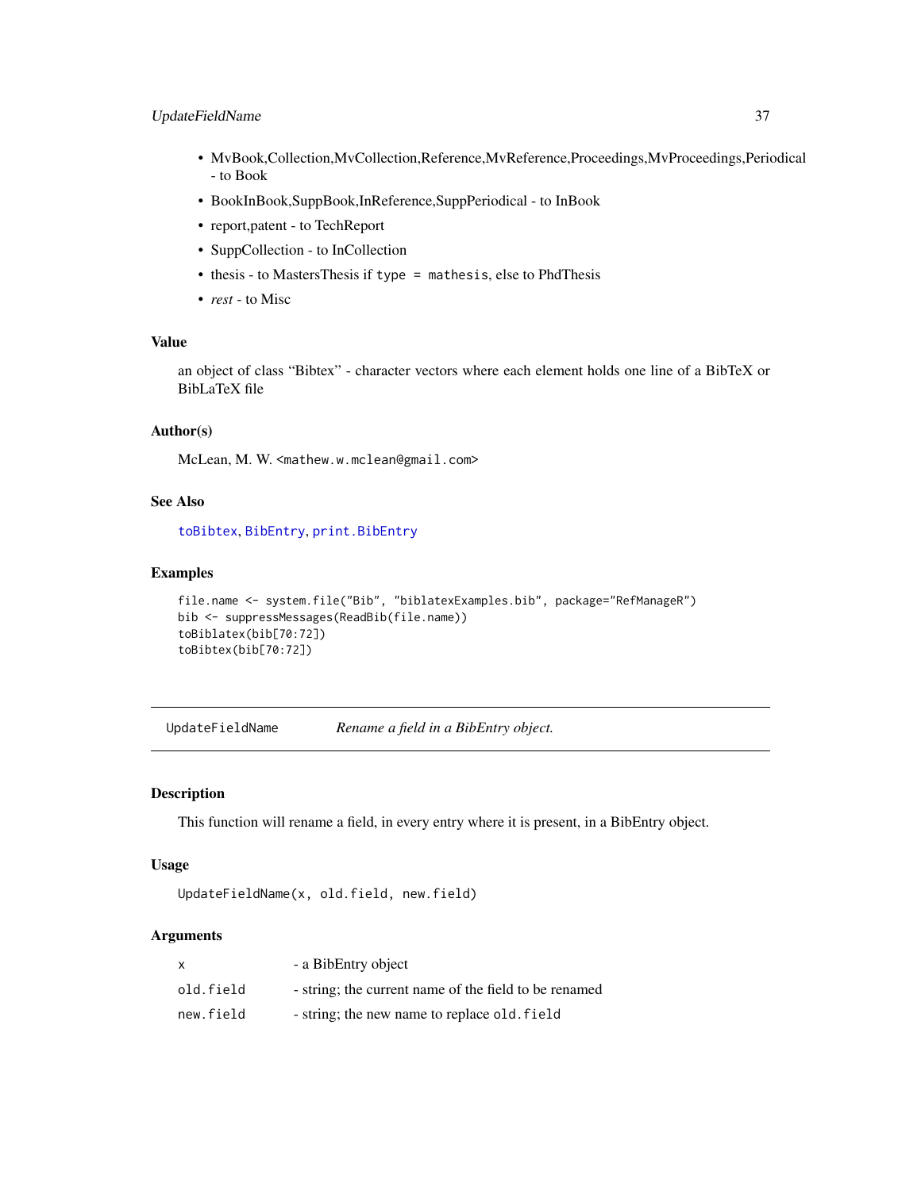- MvBook,Collection,MvCollection,Reference,MvReference,Proceedings,MvProceedings,Periodical - to Book
- BookInBook,SuppBook,InReference,SuppPeriodical - to InBook
- report,patent - to TechReport
- SuppCollection - to InCollection
- thesis - to MastersThesis if `type = mathesis`, else to PhdThesis
- *rest* - to Misc

## Value

an object of class “Bibtex” - character vectors where each element holds one line of a BibTeX or BibLaTeX file

## Author(s)

McLean, M. W. <mathew.w.mclean@gmail.com>

## See Also

toBibtex, BibEntry, print.BibEntry

## Examples

```
file.name <- system.file("Bib", "biblatexExamples.bib", package="RefManageR")
bib <- suppressMessages(ReadBib(file.name))
toBiblatex(bib[70:72])
toBibtex(bib[70:72])
```

---

# UpdateFieldName — *Rename a field in a BibEntry object.*

## Description

This function will rename a field, in every entry where it is present, in a BibEntry object.

## Usage

```
UpdateFieldName(x, old.field, new.field)
```

## Arguments

| | |
|---|---|
| x | - a BibEntry object |
| old.field | - string; the current name of the field to be renamed |
| new.field | - string; the new name to replace `old.field` |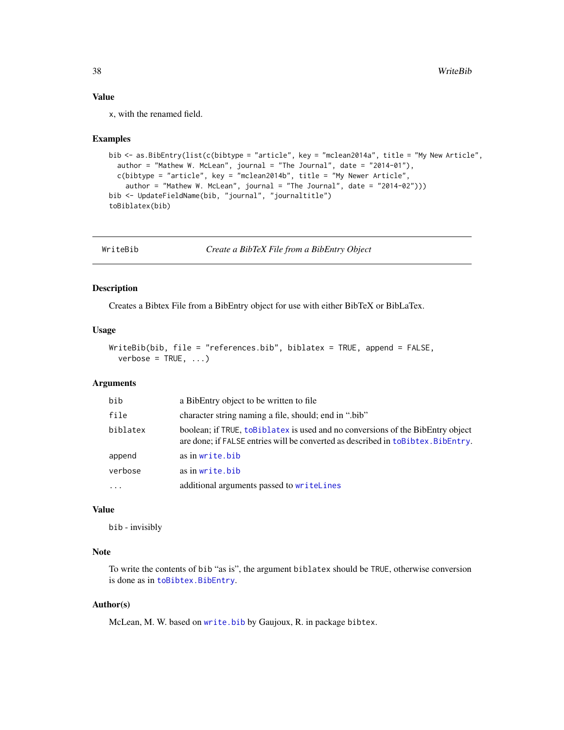### Value

x, with the renamed field.

### Examples

```
bib <- as.BibEntry(list(c(bibtype = "article", key = "mclean2014a", title = "My New Article",
  author = "Mathew W. McLean", journal = "The Journal", date = "2014-01"),
  c(bibtype = "article", key = "mclean2014b", title = "My Newer Article",
    author = "Mathew W. McLean", journal = "The Journal", date = "2014-02")))
bib <- UpdateFieldName(bib, "journal", "journaltitle")
toBiblatex(bib)
```

---

## WriteBib — *Create a BibTeX File from a BibEntry Object*

---

### Description

Creates a Bibtex File from a BibEntry object for use with either BibTeX or BibLaTex.

### Usage

```
WriteBib(bib, file = "references.bib", biblatex = TRUE, append = FALSE,
  verbose = TRUE, ...)
```

### Arguments

| | |
|---|---|
| `bib` | a BibEntry object to be written to file |
| `file` | character string naming a file, should; end in ".bib" |
| `biblatex` | boolean; if `TRUE`, `toBiblatex` is used and no conversions of the BibEntry object are done; if `FALSE` entries will be converted as described in `toBibtex.BibEntry`. |
| `append` | as in `write.bib` |
| `verbose` | as in `write.bib` |
| `...` | additional arguments passed to `writeLines` |

### Value

`bib` - invisibly

### Note

To write the contents of `bib` "as is", the argument `biblatex` should be `TRUE`, otherwise conversion is done as in `toBibtex.BibEntry`.

### Author(s)

McLean, M. W. based on `write.bib` by Gaujoux, R. in package `bibtex`.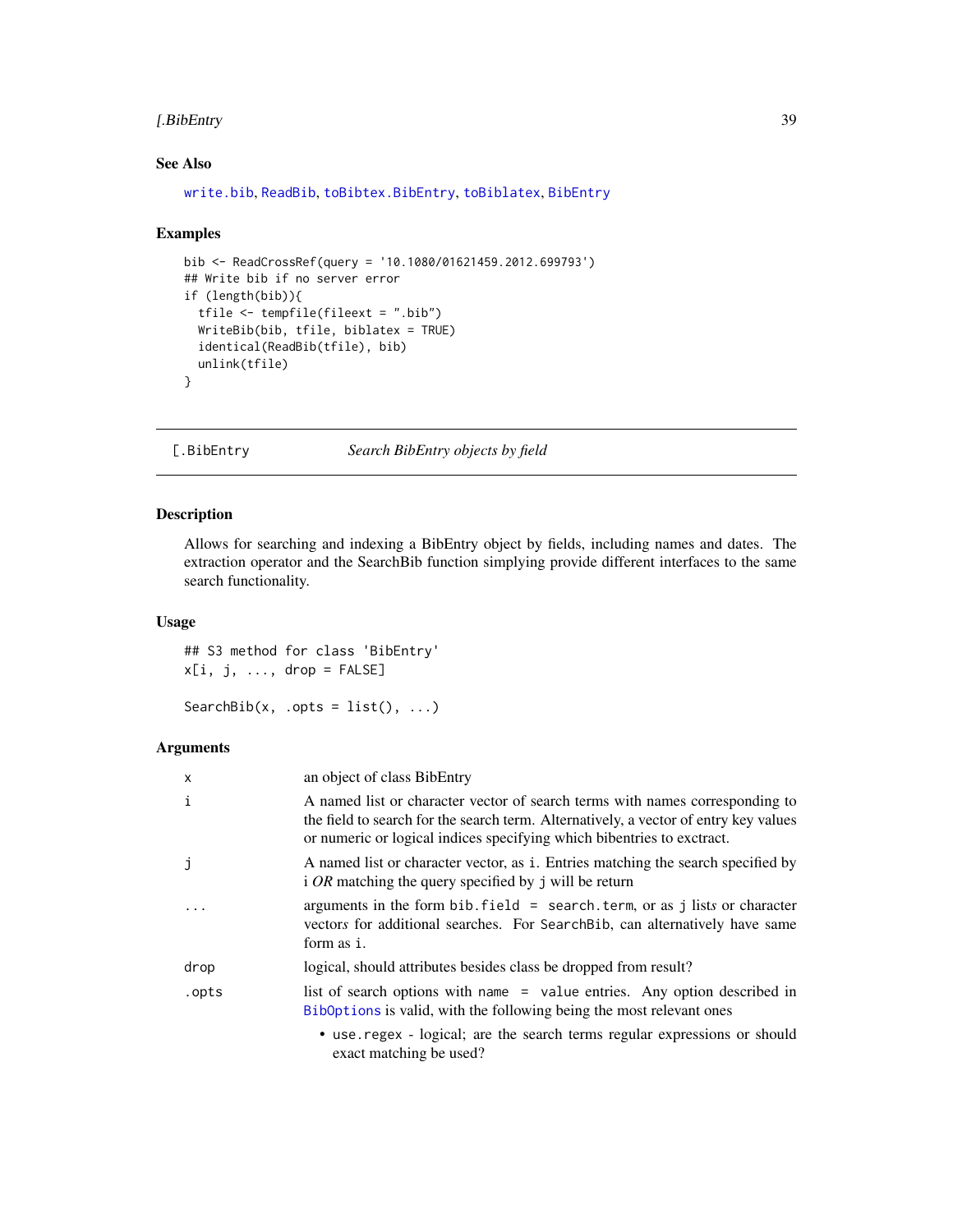## See Also

write.bib, ReadBib, toBibtex.BibEntry, toBiblatex, BibEntry

## Examples

```
bib <- ReadCrossRef(query = '10.1080/01621459.2012.699793')
## Write bib if no server error
if (length(bib)){
  tfile <- tempfile(fileext = ".bib")
  WriteBib(bib, tfile, biblatex = TRUE)
  identical(ReadBib(tfile), bib)
  unlink(tfile)
}
```

---

# [.BibEntry — *Search BibEntry objects by field*

## Description

Allows for searching and indexing a BibEntry object by fields, including names and dates. The extraction operator and the SearchBib function simplying provide different interfaces to the same search functionality.

## Usage

```
## S3 method for class 'BibEntry'
x[i, j, ..., drop = FALSE]

SearchBib(x, .opts = list(), ...)
```

## Arguments

| | |
|---|---|
| x | an object of class BibEntry |
| i | A named list or character vector of search terms with names corresponding to the field to search for the search term. Alternatively, a vector of entry key values or numeric or logical indices specifying which bibentries to exctract. |
| j | A named list or character vector, as i. Entries matching the search specified by i *OR* matching the query specified by j will be return |
| ... | arguments in the form `bib.field = search.term`, or as j list*s* or character vector*s* for additional searches. For SearchBib, can alternatively have same form as i. |
| drop | logical, should attributes besides class be dropped from result? |
| .opts | list of search options with `name = value` entries. Any option described in BibOptions is valid, with the following being the most relevant ones<br>• use.regex - logical; are the search terms regular expressions or should exact matching be used? |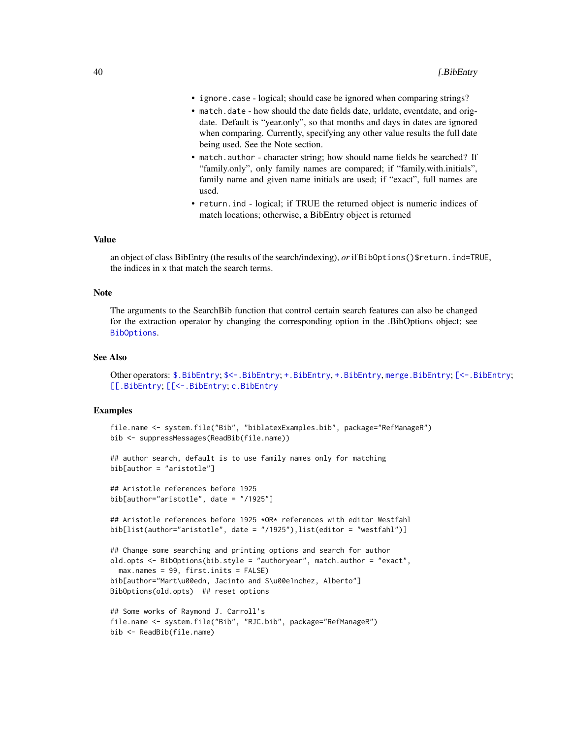- `ignore.case` - logical; should case be ignored when comparing strings?
- `match.date` - how should the date fields date, urldate, eventdate, and origdate. Default is "year.only", so that months and days in dates are ignored when comparing. Currently, specifying any other value results the full date being used. See the Note section.
- `match.author` - character string; how should name fields be searched? If "family.only", only family names are compared; if "family.with.initials", family name and given name initials are used; if "exact", full names are used.
- `return.ind` - logical; if TRUE the returned object is numeric indices of match locations; otherwise, a BibEntry object is returned

### Value

an object of class BibEntry (the results of the search/indexing), *or* if `BibOptions()$return.ind=TRUE`, the indices in `x` that match the search terms.

### Note

The arguments to the SearchBib function that control certain search features can also be changed for the extraction operator by changing the corresponding option in the .BibOptions object; see `BibOptions`.

### See Also

Other operators: `$.BibEntry`; `$<-.BibEntry`; `+.BibEntry`, `+.BibEntry`, `merge.BibEntry`; `[<-.BibEntry`; `[[.BibEntry`; `[[<-.BibEntry`; `c.BibEntry`

### Examples

```
file.name <- system.file("Bib", "biblatexExamples.bib", package="RefManageR")
bib <- suppressMessages(ReadBib(file.name))

## author search, default is to use family names only for matching
bib[author = "aristotle"]

## Aristotle references before 1925
bib[author="aristotle", date = "/1925"]

## Aristotle references before 1925 *OR* references with editor Westfahl
bib[list(author="aristotle", date = "/1925"),list(editor = "westfahl")]

## Change some searching and printing options and search for author
old.opts <- BibOptions(bib.style = "authoryear", match.author = "exact",
  max.names = 99, first.inits = FALSE)
bib[author="Mart\u00edn, Jacinto and S\u00e1nchez, Alberto"]
BibOptions(old.opts)  ## reset options

## Some works of Raymond J. Carroll's
file.name <- system.file("Bib", "RJC.bib", package="RefManageR")
bib <- ReadBib(file.name)
```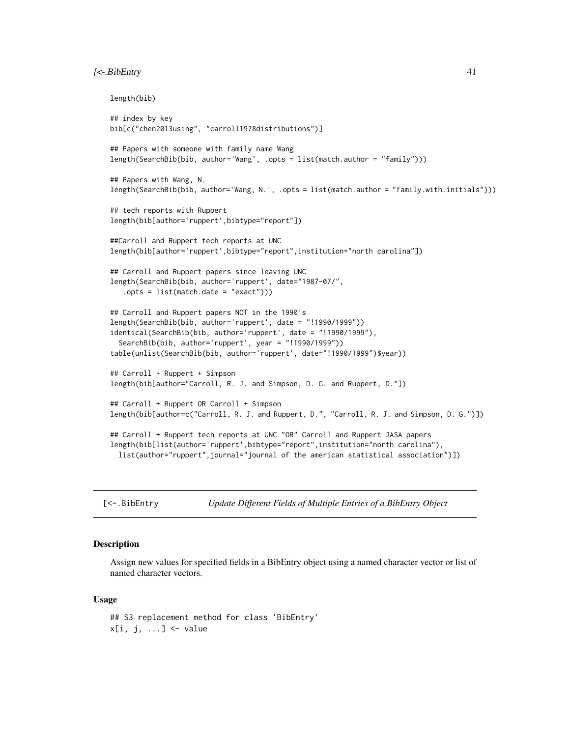```
length(bib)

## index by key
bib[c("chen2013using", "carroll1978distributions")]

## Papers with someone with family name Wang
length(SearchBib(bib, author='Wang', .opts = list(match.author = "family")))

## Papers with Wang, N.
length(SearchBib(bib, author='Wang, N.', .opts = list(match.author = "family.with.initials")))

## tech reports with Ruppert
length(bib[author='ruppert',bibtype="report"])

##Carroll and Ruppert tech reports at UNC
length(bib[author='ruppert',bibtype="report",institution="north carolina"])

## Carroll and Ruppert papers since leaving UNC
length(SearchBib(bib, author='ruppert', date="1987-07/",
   .opts = list(match.date = "exact")))

## Carroll and Ruppert papers NOT in the 1990's
length(SearchBib(bib, author='ruppert', date = "!1990/1999"))
identical(SearchBib(bib, author='ruppert', date = "!1990/1999"),
  SearchBib(bib, author='ruppert', year = "!1990/1999"))
table(unlist(SearchBib(bib, author='ruppert', date="!1990/1999")$year))

## Carroll + Ruppert + Simpson
length(bib[author="Carroll, R. J. and Simpson, D. G. and Ruppert, D."])

## Carroll + Ruppert OR Carroll + Simpson
length(bib[author=c("Carroll, R. J. and Ruppert, D.", "Carroll, R. J. and Simpson, D. G.")])

## Carroll + Ruppert tech reports at UNC "OR" Carroll and Ruppert JASA papers
length(bib[list(author='ruppert',bibtype="report",institution="north carolina"),
  list(author="ruppert",journal="journal of the american statistical association")])
```

## [<-.BibEntry *Update Different Fields of Multiple Entries of a BibEntry Object*

### Description

Assign new values for specified fields in a BibEntry object using a named character vector or list of named character vectors.

### Usage

```
## S3 replacement method for class 'BibEntry'
x[i, j, ...] <- value
```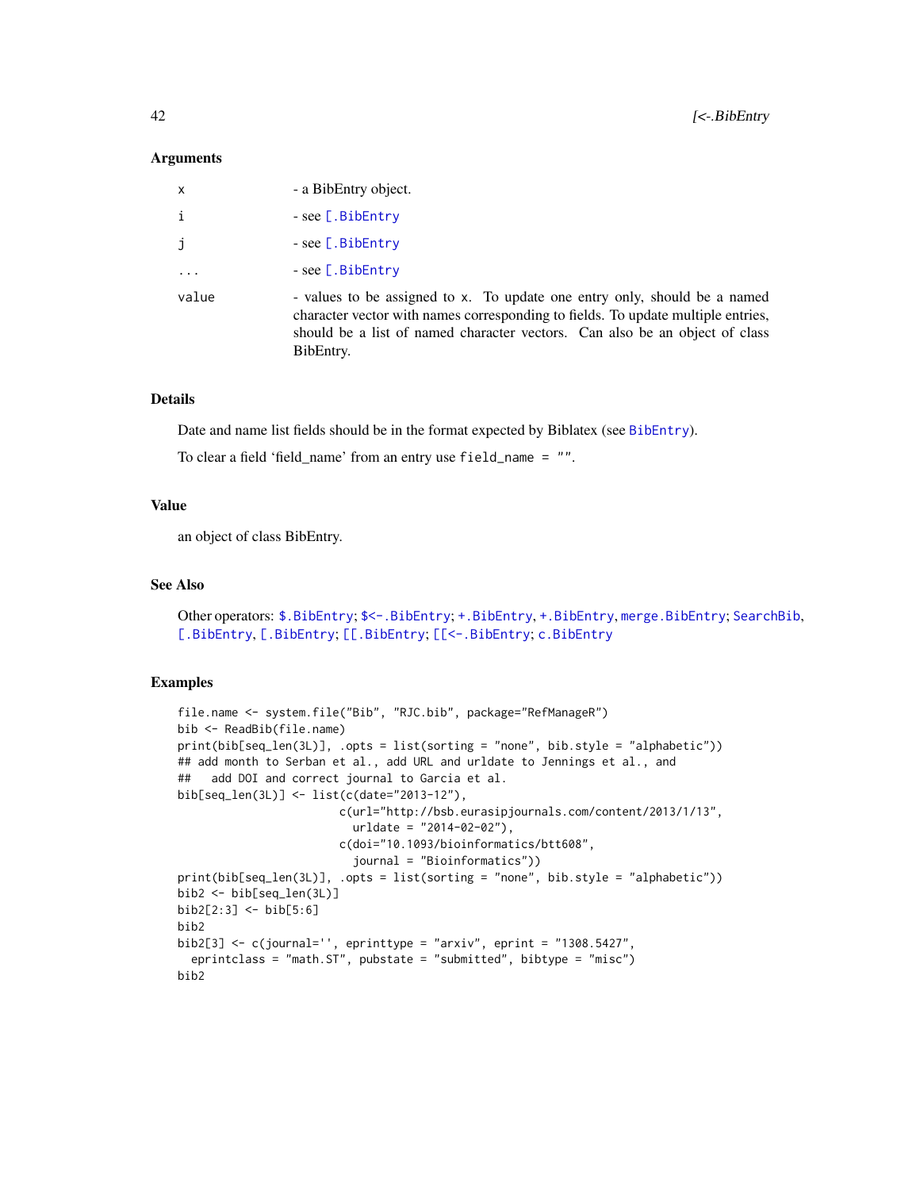### Arguments

| | |
|---|---|
| x | - a BibEntry object. |
| i | - see [.BibEntry |
| j | - see [.BibEntry |
| ... | - see [.BibEntry |
| value | - values to be assigned to x. To update one entry only, should be a named character vector with names corresponding to fields. To update multiple entries, should be a list of named character vectors. Can also be an object of class BibEntry. |

### Details

Date and name list fields should be in the format expected by Biblatex (see BibEntry).

To clear a field 'field_name' from an entry use `field_name = ""`.

### Value

an object of class BibEntry.

### See Also

Other operators: $.BibEntry; $<-.BibEntry; +.BibEntry, +.BibEntry, merge.BibEntry; SearchBib, [.BibEntry, [.BibEntry; [[.BibEntry; [[<-.BibEntry; c.BibEntry

### Examples

```
file.name <- system.file("Bib", "RJC.bib", package="RefManageR")
bib <- ReadBib(file.name)
print(bib[seq_len(3L)], .opts = list(sorting = "none", bib.style = "alphabetic"))
## add month to Serban et al., add URL and urldate to Jennings et al., and
##   add DOI and correct journal to Garcia et al.
bib[seq_len(3L)] <- list(c(date="2013-12"),
                        c(url="http://bsb.eurasipjournals.com/content/2013/1/13",
                          urldate = "2014-02-02"),
                        c(doi="10.1093/bioinformatics/btt608",
                          journal = "Bioinformatics"))
print(bib[seq_len(3L)], .opts = list(sorting = "none", bib.style = "alphabetic"))
bib2 <- bib[seq_len(3L)]
bib2[2:3] <- bib[5:6]
bib2
bib2[3] <- c(journal='', eprinttype = "arxiv", eprint = "1308.5427",
  eprintclass = "math.ST", pubstate = "submitted", bibtype = "misc")
bib2
```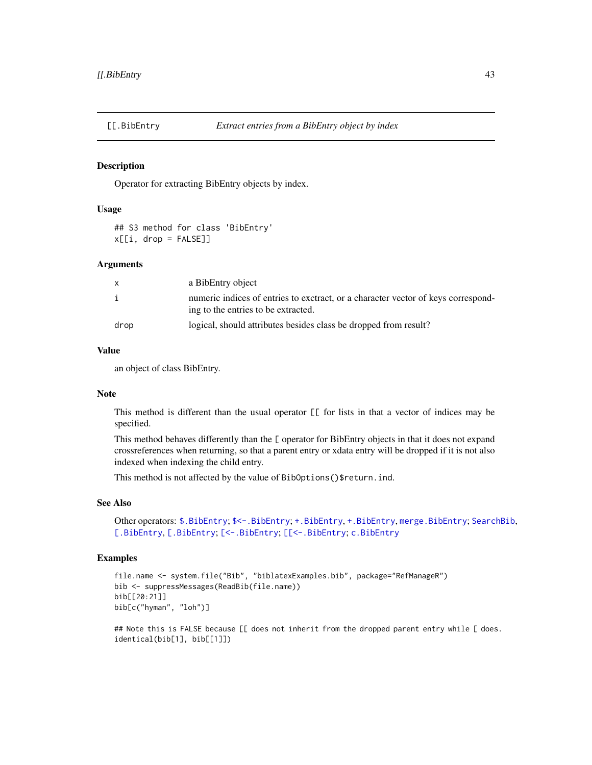# [[.BibEntry — Extract entries from a BibEntry object by index

## Description

Operator for extracting BibEntry objects by index.

## Usage

```
## S3 method for class 'BibEntry'
x[[i, drop = FALSE]]
```

## Arguments

| | |
|---|---|
| x | a BibEntry object |
| i | numeric indices of entries to exctract, or a character vector of keys corresponding to the entries to be extracted. |
| drop | logical, should attributes besides class be dropped from result? |

## Value

an object of class BibEntry.

## Note

This method is different than the usual operator `[[` for lists in that a vector of indices may be specified.

This method behaves differently than the `[` operator for BibEntry objects in that it does not expand crossreferences when returning, so that a parent entry or xdata entry will be dropped if it is not also indexed when indexing the child entry.

This method is not affected by the value of `BibOptions()$return.ind`.

## See Also

Other operators: `$.BibEntry`; `$<-.BibEntry`; `+.BibEntry`, `+.BibEntry`, `merge.BibEntry`; `SearchBib`, `[.BibEntry`, `[.BibEntry`; `[<-.BibEntry`; `[[<-.BibEntry`; `c.BibEntry`

## Examples

```
file.name <- system.file("Bib", "biblatexExamples.bib", package="RefManageR")
bib <- suppressMessages(ReadBib(file.name))
bib[[20:21]]
bib[c("hyman", "loh")]

## Note this is FALSE because [[ does not inherit from the dropped parent entry while [ does.
identical(bib[1], bib[[1]])
```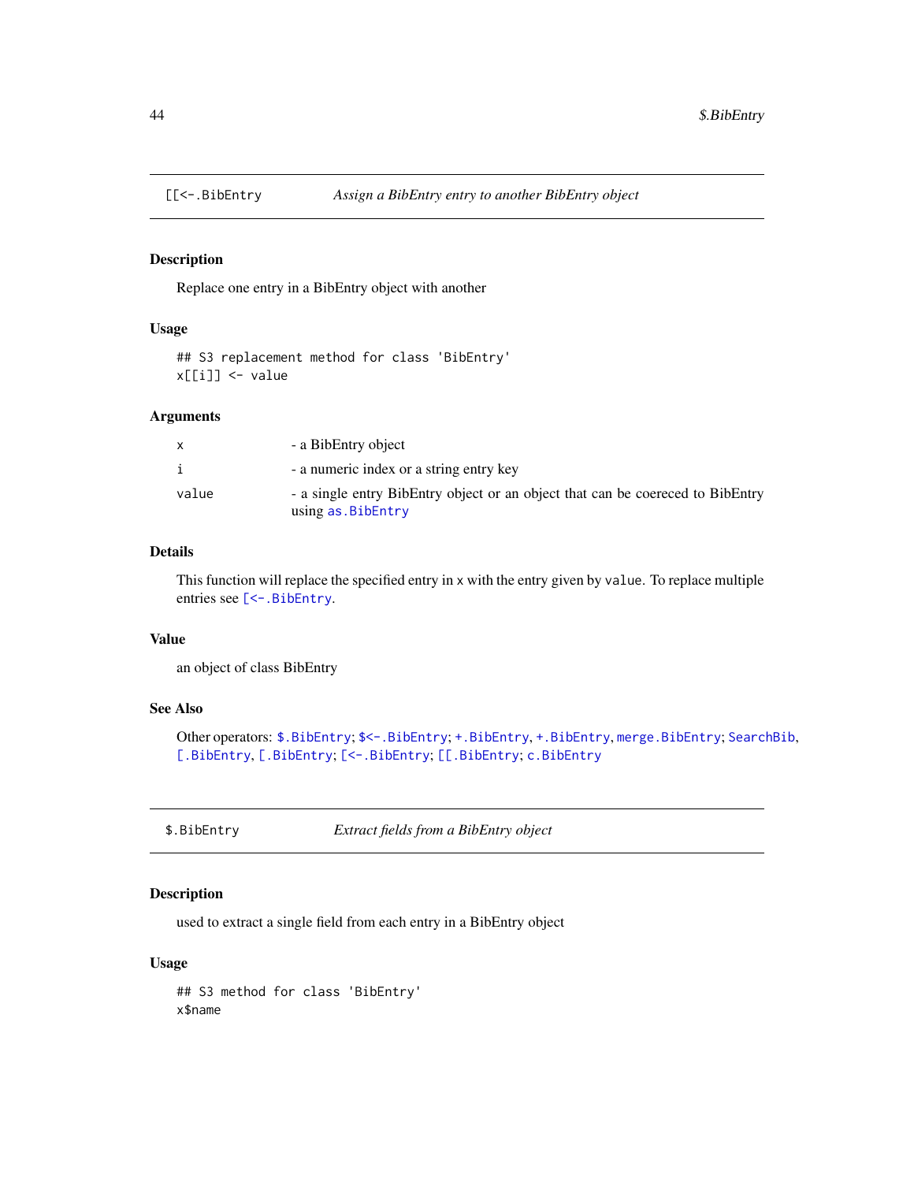## [[<-.BibEntry — *Assign a BibEntry entry to another BibEntry object*

### Description

Replace one entry in a BibEntry object with another

### Usage

```
## S3 replacement method for class 'BibEntry'
x[[i]] <- value
```

### Arguments

| | |
|---|---|
| x | - a BibEntry object |
| i | - a numeric index or a string entry key |
| value | - a single entry BibEntry object or an object that can be coereced to BibEntry using `as.BibEntry` |

### Details

This function will replace the specified entry in `x` with the entry given by `value`. To replace multiple entries see `[<-.BibEntry`.

### Value

an object of class BibEntry

### See Also

Other operators: `$.BibEntry`; `$<-.BibEntry`; `+.BibEntry`, `+.BibEntry`, `merge.BibEntry`; `SearchBib`, `[.BibEntry`, `[.BibEntry`; `[<-.BibEntry`; `[[.BibEntry`; `c.BibEntry`

## $.BibEntry — *Extract fields from a BibEntry object*

### Description

used to extract a single field from each entry in a BibEntry object

### Usage

```
## S3 method for class 'BibEntry'
x$name
```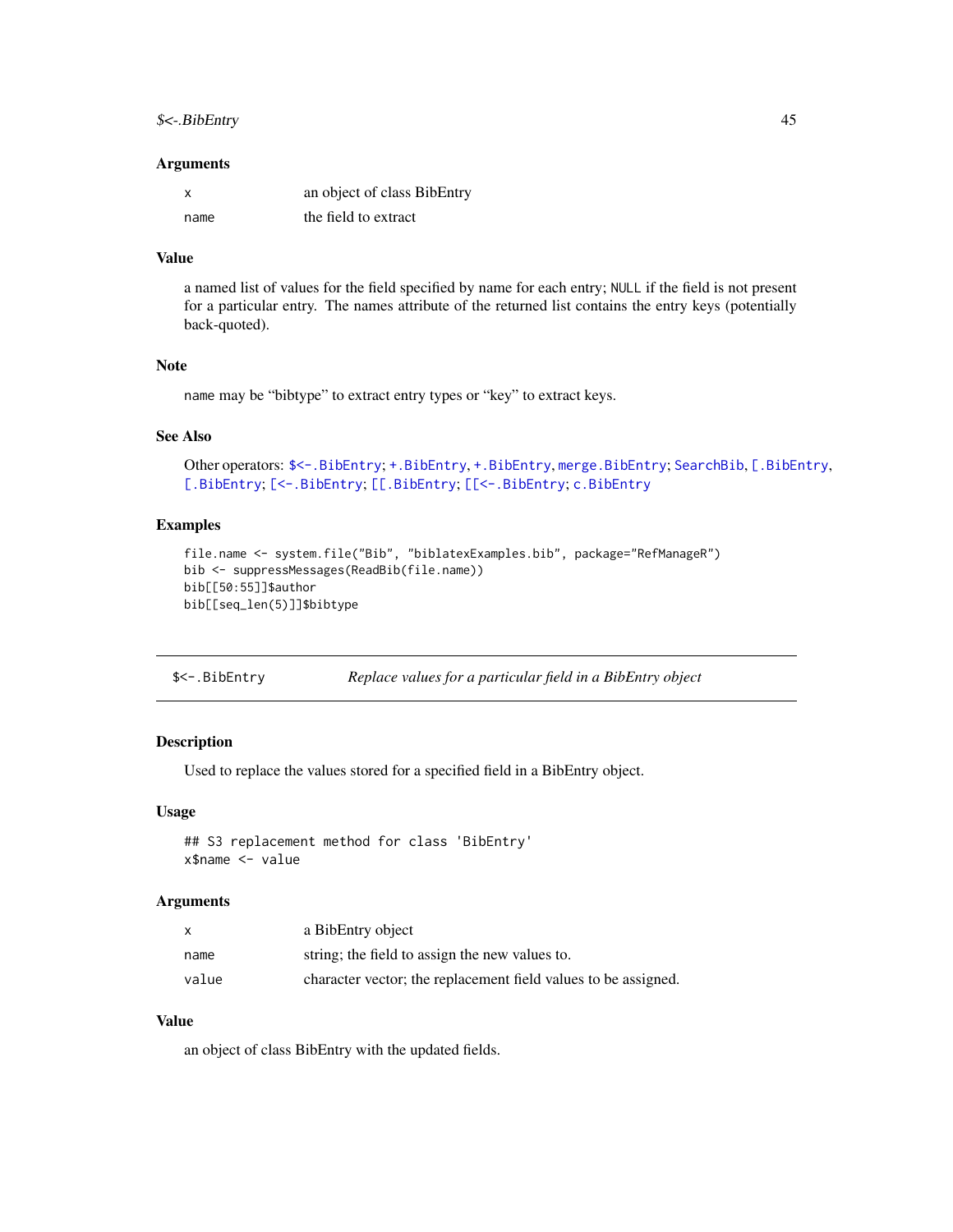### Arguments

| | |
|---|---|
| x | an object of class BibEntry |
| name | the field to extract |

### Value

a named list of values for the field specified by name for each entry; NULL if the field is not present for a particular entry. The names attribute of the returned list contains the entry keys (potentially back-quoted).

### Note

name may be "bibtype" to extract entry types or "key" to extract keys.

### See Also

Other operators: $<-.BibEntry; +.BibEntry, +.BibEntry, merge.BibEntry; SearchBib, [.BibEntry, [.BibEntry; [<-.BibEntry; [[.BibEntry; [[<-.BibEntry; c.BibEntry

### Examples

```
file.name <- system.file("Bib", "biblatexExamples.bib", package="RefManageR")
bib <- suppressMessages(ReadBib(file.name))
bib[[50:55]]$author
bib[[seq_len(5)]]$bibtype
```

---

## $<-.BibEntry — *Replace values for a particular field in a BibEntry object*

---

### Description

Used to replace the values stored for a specified field in a BibEntry object.

### Usage

```
## S3 replacement method for class 'BibEntry'
x$name <- value
```

### Arguments

| | |
|---|---|
| x | a BibEntry object |
| name | string; the field to assign the new values to. |
| value | character vector; the replacement field values to be assigned. |

### Value

an object of class BibEntry with the updated fields.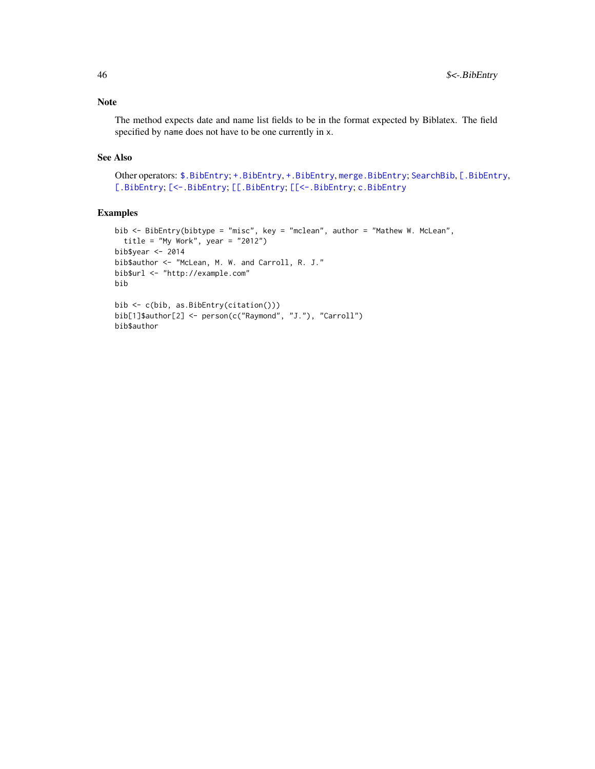## Note

The method expects date and name list fields to be in the format expected by Biblatex. The field specified by `name` does not have to be one currently in `x`.

## See Also

Other operators: `$.BibEntry`; `+.BibEntry`, `+.BibEntry`, `merge.BibEntry`; `SearchBib`, `[.BibEntry`, `[.BibEntry`; `[<-.BibEntry`; `[[.BibEntry`; `[[<-.BibEntry`; `c.BibEntry`

## Examples

```
bib <- BibEntry(bibtype = "misc", key = "mclean", author = "Mathew W. McLean",
  title = "My Work", year = "2012")
bib$year <- 2014
bib$author <- "McLean, M. W. and Carroll, R. J."
bib$url <- "http://example.com"
bib

bib <- c(bib, as.BibEntry(citation()))
bib[1]$author[2] <- person(c("Raymond", "J."), "Carroll")
bib$author
```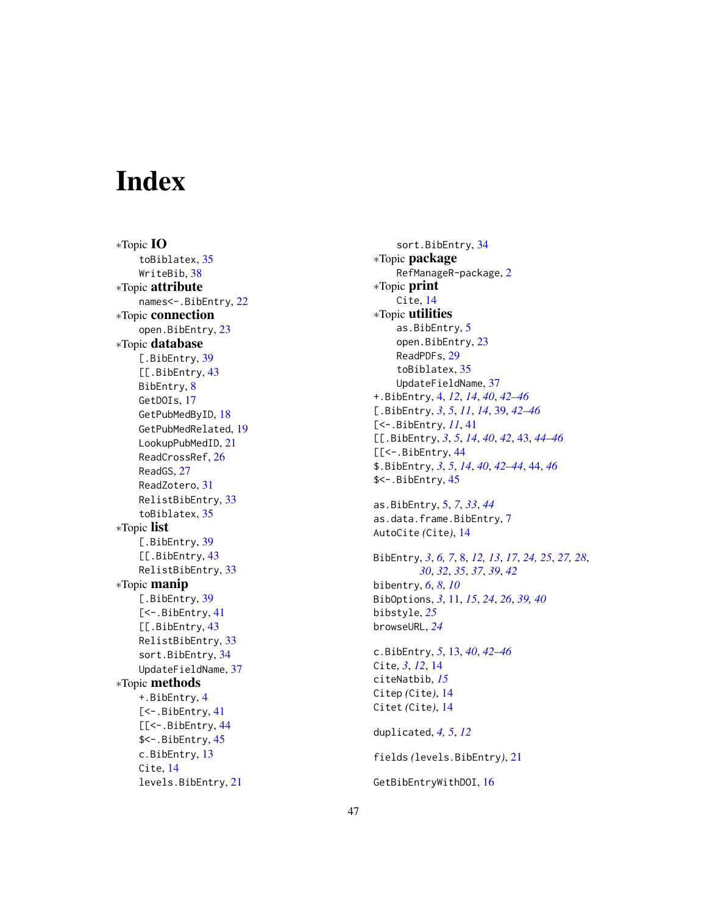# Index

*Topic **IO**
- toBiblatex, 35
- WriteBib, 38

*Topic **attribute**
- names<-.BibEntry, 22

*Topic **connection**
- open.BibEntry, 23

*Topic **database**
- [.BibEntry, 39
- [[.BibEntry, 43
- BibEntry, 8
- GetDOIs, 17
- GetPubMedByID, 18
- GetPubMedRelated, 19
- LookupPubMedID, 21
- ReadCrossRef, 26
- ReadGS, 27
- ReadZotero, 31
- RelistBibEntry, 33
- toBiblatex, 35

*Topic **list**
- [.BibEntry, 39
- [[.BibEntry, 43
- RelistBibEntry, 33

*Topic **manip**
- [.BibEntry, 39
- [<-.BibEntry, 41
- [[.BibEntry, 43
- RelistBibEntry, 33
- sort.BibEntry, 34
- UpdateFieldName, 37

*Topic **methods**
- +.BibEntry, 4
- [<-.BibEntry, 41
- [[<-.BibEntry, 44
- $<-.BibEntry, 45
- c.BibEntry, 13
- Cite, 14
- levels.BibEntry, 21
- sort.BibEntry, 34

*Topic **package**
- RefManageR-package, 2

*Topic **print**
- Cite, 14

*Topic **utilities**
- as.BibEntry, 5
- open.BibEntry, 23
- ReadPDFs, 29
- toBiblatex, 35
- UpdateFieldName, 37

+.BibEntry, 4, *12*, *14*, *40*, *42–46*
[.BibEntry, *3*, *5*, *11*, *14*, 39, *42–46*
[<-.BibEntry, *11*, 41
[[.BibEntry, *3*, *5*, *14*, *40*, *42*, 43, *44–46*
[[<-.BibEntry, 44
$.BibEntry, *3*, *5*, *14*, *40*, *42–44*, 44, *46*
$<-.BibEntry, 45

as.BibEntry, 5, *7*, *33*, *44*
as.data.frame.BibEntry, 7
AutoCite *(*Cite*)*, 14

BibEntry, *3*, *6*, *7*, 8, *12*, *13*, *17*, *24*, *25*, *27*, *28*, *30*, *32*, *35*, *37*, *39*, *42*
bibentry, *6*, *8*, *10*
BibOptions, *3*, 11, *15*, *24*, *26*, *39*, *40*
bibstyle, *25*
browseURL, *24*

c.BibEntry, *5*, 13, *40*, *42–46*
Cite, *3*, *12*, 14
citeNatbib, *15*
Citep *(*Cite*)*, 14
Citet *(*Cite*)*, 14

duplicated, *4*, *5*, *12*

fields *(*levels.BibEntry*)*, 21

GetBibEntryWithDOI, 16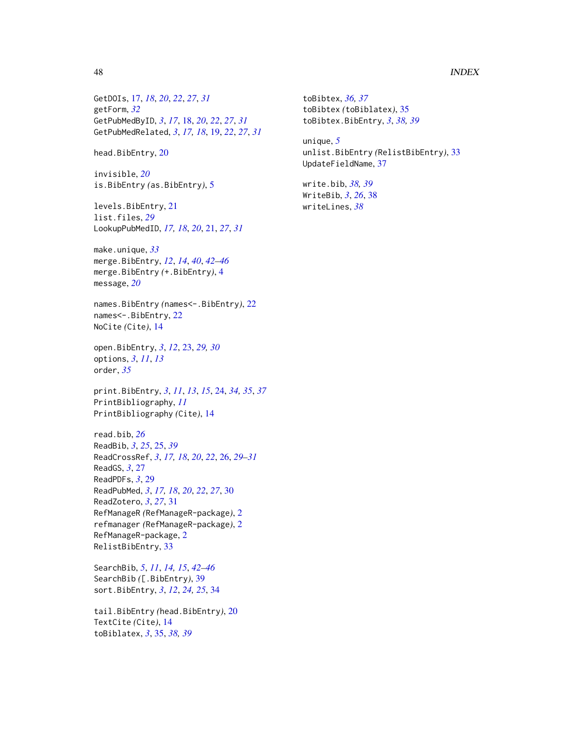GetDOIs, 17, *18*, *20*, *22*, *27*, *31*
getForm, *32*
GetPubMedByID, *3*, *17*, 18, *20*, *22*, *27*, *31*
GetPubMedRelated, *3*, *17, 18*, 19, *22*, *27*, *31*

head.BibEntry, 20

invisible, *20*
is.BibEntry *(*as.BibEntry*)*, 5

levels.BibEntry, 21
list.files, *29*
LookupPubMedID, *17, 18*, *20*, 21, *27*, *31*

make.unique, *33*
merge.BibEntry, *12*, *14*, *40*, *42–46*
merge.BibEntry *(*+.BibEntry*)*, 4
message, *20*

names.BibEntry *(*names<-.BibEntry*)*, 22
names<-.BibEntry, 22
NoCite *(*Cite*)*, 14

open.BibEntry, *3*, *12*, 23, *29, 30*
options, *3*, *11*, *13*
order, *35*

print.BibEntry, *3*, *11*, *13*, *15*, 24, *34, 35*, *37*
PrintBibliography, *11*
PrintBibliography *(*Cite*)*, 14

read.bib, *26*
ReadBib, *3*, *25*, 25, *39*
ReadCrossRef, *3*, *17, 18*, *20*, *22*, 26, *29–31*
ReadGS, *3*, 27
ReadPDFs, *3*, 29
ReadPubMed, *3*, *17*, *18*, *20*, *22*, *27*, 30
ReadZotero, *3*, *27*, 31
RefManageR *(*RefManageR-package*)*, 2
refmanager *(*RefManageR-package*)*, 2
RefManageR-package, 2
RelistBibEntry, 33

SearchBib, *5*, *11*, *14, 15*, *42–46*
SearchBib *(*[.BibEntry*)*, 39
sort.BibEntry, *3*, *12*, *24, 25*, 34

tail.BibEntry *(*head.BibEntry*)*, 20
TextCite *(*Cite*)*, 14
toBiblatex, *3*, 35, *38, 39*
toBibtex, *36, 37*
toBibtex *(*toBiblatex*)*, 35
toBibtex.BibEntry, *3*, *38, 39*

unique, *5*
unlist.BibEntry *(*RelistBibEntry*)*, 33
UpdateFieldName, 37

write.bib, *38, 39*
WriteBib, *3*, *26*, 38
writeLines, *38*